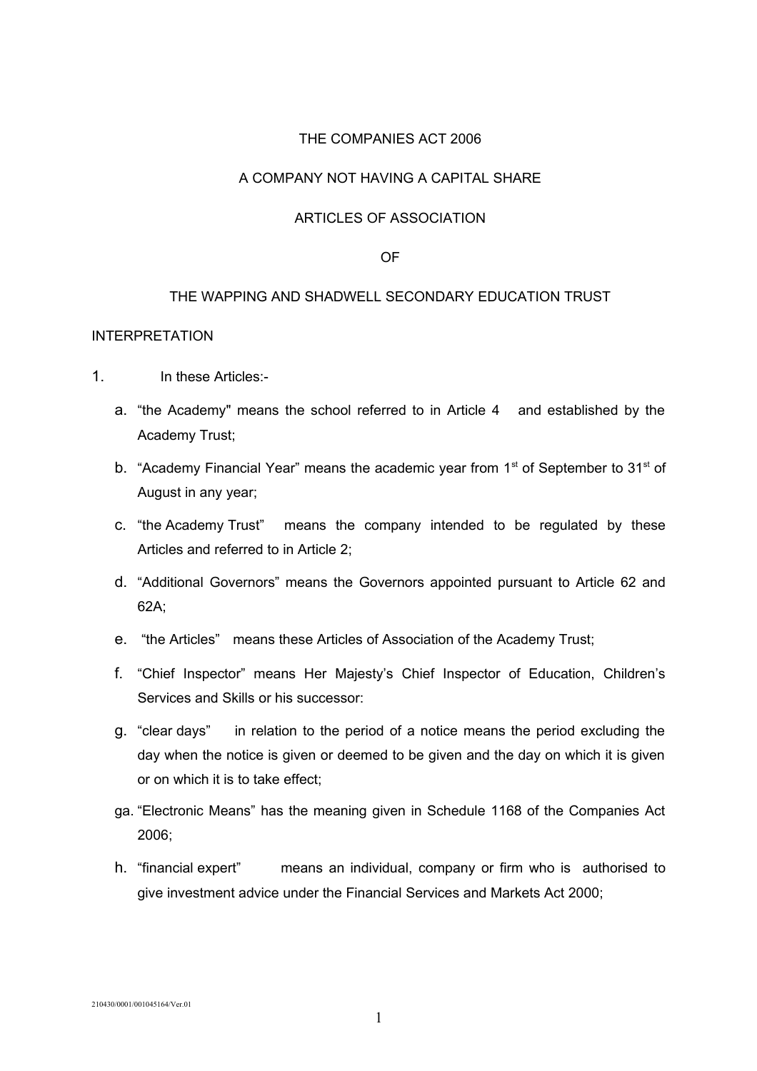THE COMPANIES ACT 2006

A COMPANY NOT HAVING A CAPITAL SHARE

ARTICLES OF ASSOCIATION

OF

THE WAPPING AND SHADWELL SECONDARY EDUCATION TRUST

INTERPRETATION

1. In these Articles:-

   a. "the Academy" means the school referred to in Article 4 and established by the Academy Trust;

   b. "Academy Financial Year" means the academic year from 1st of September to 31st of August in any year;

   c. "the Academy Trust" means the company intended to be regulated by these Articles and referred to in Article 2;

   d. "Additional Governors" means the Governors appointed pursuant to Article 62 and 62A;

   e. "the Articles" means these Articles of Association of the Academy Trust;

   f. "Chief Inspector" means Her Majesty's Chief Inspector of Education, Children's Services and Skills or his successor:

   g. "clear days" in relation to the period of a notice means the period excluding the day when the notice is given or deemed to be given and the day on which it is given or on which it is to take effect;

   ga. "Electronic Means" has the meaning given in Schedule 1168 of the Companies Act 2006;

   h. "financial expert" means an individual, company or firm who is authorised to give investment advice under the Financial Services and Markets Act 2000;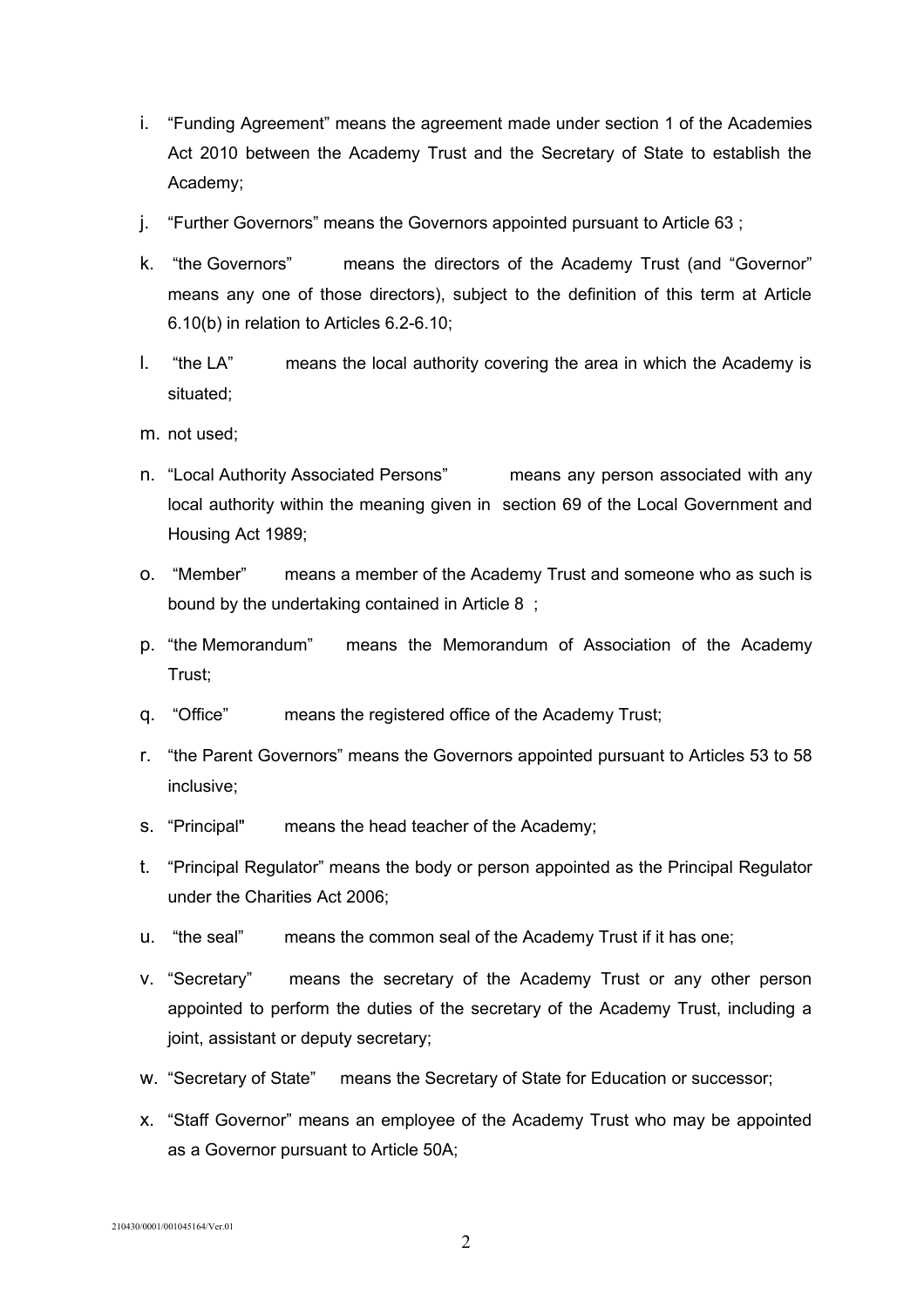i. "Funding Agreement" means the agreement made under section 1 of the Academies Act 2010 between the Academy Trust and the Secretary of State to establish the Academy;

j. "Further Governors" means the Governors appointed pursuant to Article 63 ;

k. "the Governors" means the directors of the Academy Trust (and "Governor" means any one of those directors), subject to the definition of this term at Article 6.10(b) in relation to Articles 6.2-6.10;

l. "the LA" means the local authority covering the area in which the Academy is situated;

m. not used;

n. "Local Authority Associated Persons" means any person associated with any local authority within the meaning given in section 69 of the Local Government and Housing Act 1989;

o. "Member" means a member of the Academy Trust and someone who as such is bound by the undertaking contained in Article 8 ;

p. "the Memorandum" means the Memorandum of Association of the Academy Trust;

q. "Office" means the registered office of the Academy Trust;

r. "the Parent Governors" means the Governors appointed pursuant to Articles 53 to 58 inclusive;

s. "Principal" means the head teacher of the Academy;

t. "Principal Regulator" means the body or person appointed as the Principal Regulator under the Charities Act 2006;

u. "the seal" means the common seal of the Academy Trust if it has one;

v. "Secretary" means the secretary of the Academy Trust or any other person appointed to perform the duties of the secretary of the Academy Trust, including a joint, assistant or deputy secretary;

w. "Secretary of State" means the Secretary of State for Education or successor;

x. "Staff Governor" means an employee of the Academy Trust who may be appointed as a Governor pursuant to Article 50A;

210430/0001/001045164/Ver.01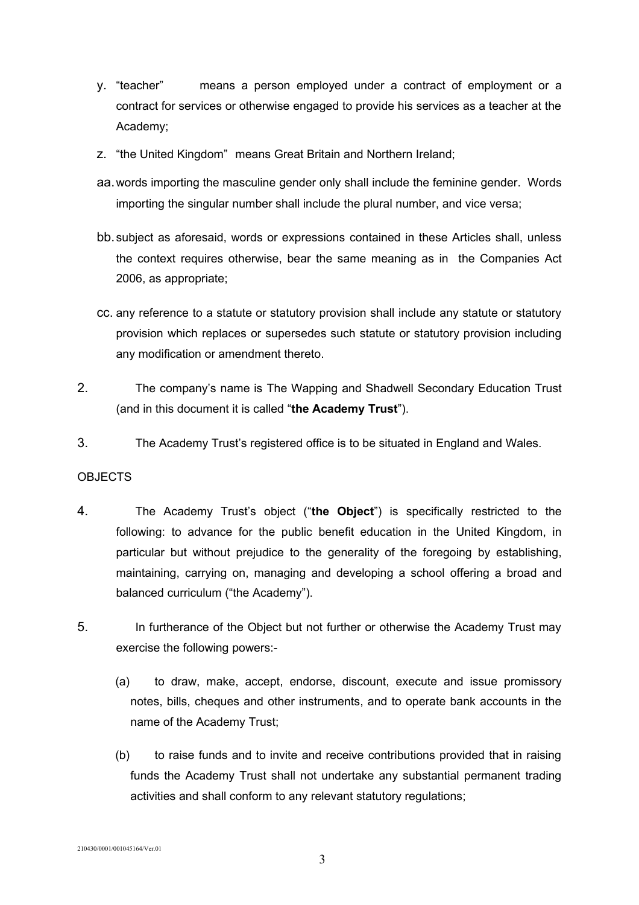y. "teacher" means a person employed under a contract of employment or a contract for services or otherwise engaged to provide his services as a teacher at the Academy;

z. "the United Kingdom" means Great Britain and Northern Ireland;

aa. words importing the masculine gender only shall include the feminine gender. Words importing the singular number shall include the plural number, and vice versa;

bb. subject as aforesaid, words or expressions contained in these Articles shall, unless the context requires otherwise, bear the same meaning as in the Companies Act 2006, as appropriate;

cc. any reference to a statute or statutory provision shall include any statute or statutory provision which replaces or supersedes such statute or statutory provision including any modification or amendment thereto.

2. The company's name is The Wapping and Shadwell Secondary Education Trust (and in this document it is called "**the Academy Trust**").

3. The Academy Trust's registered office is to be situated in England and Wales.

OBJECTS

4. The Academy Trust's object ("**the Object**") is specifically restricted to the following: to advance for the public benefit education in the United Kingdom, in particular but without prejudice to the generality of the foregoing by establishing, maintaining, carrying on, managing and developing a school offering a broad and balanced curriculum ("the Academy").

5. In furtherance of the Object but not further or otherwise the Academy Trust may exercise the following powers:-

   (a) to draw, make, accept, endorse, discount, execute and issue promissory notes, bills, cheques and other instruments, and to operate bank accounts in the name of the Academy Trust;

   (b) to raise funds and to invite and receive contributions provided that in raising funds the Academy Trust shall not undertake any substantial permanent trading activities and shall conform to any relevant statutory regulations;

210430/0001/001045164/Ver.01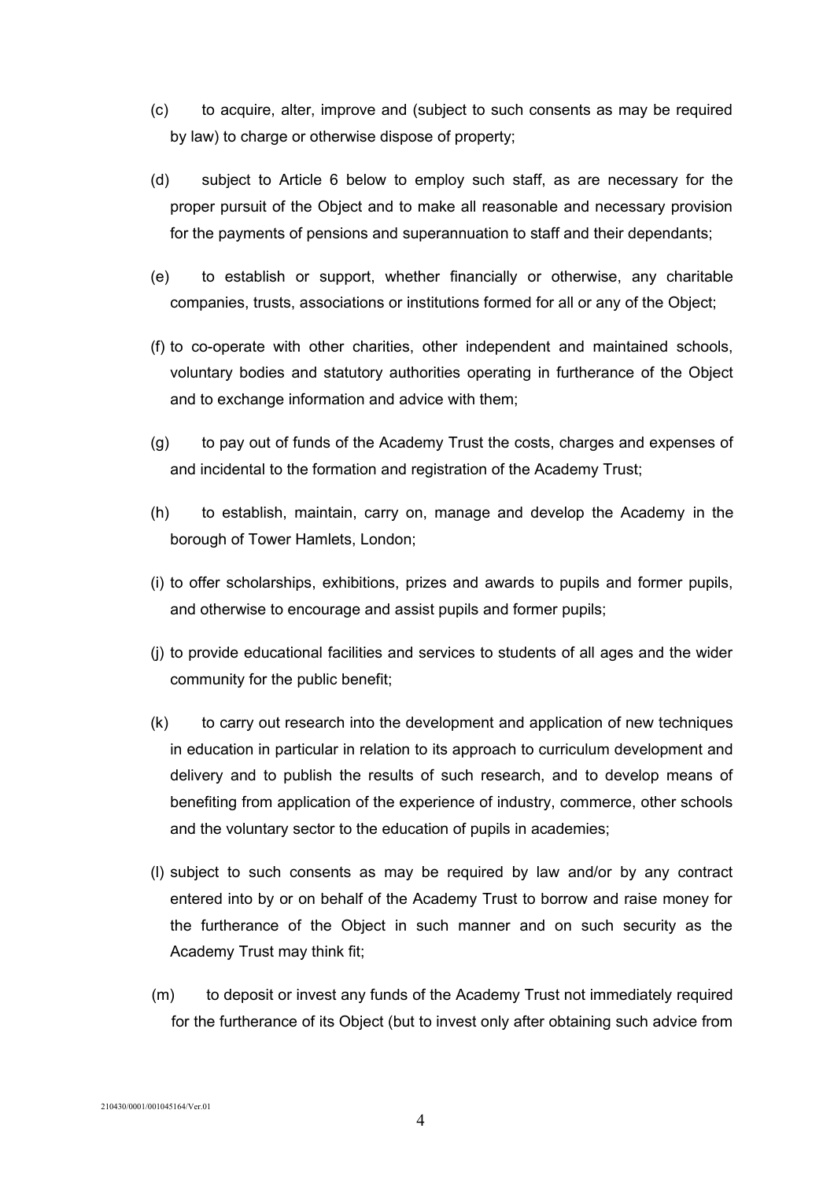(c) to acquire, alter, improve and (subject to such consents as may be required by law) to charge or otherwise dispose of property;

(d) subject to Article 6 below to employ such staff, as are necessary for the proper pursuit of the Object and to make all reasonable and necessary provision for the payments of pensions and superannuation to staff and their dependants;

(e) to establish or support, whether financially or otherwise, any charitable companies, trusts, associations or institutions formed for all or any of the Object;

(f) to co-operate with other charities, other independent and maintained schools, voluntary bodies and statutory authorities operating in furtherance of the Object and to exchange information and advice with them;

(g) to pay out of funds of the Academy Trust the costs, charges and expenses of and incidental to the formation and registration of the Academy Trust;

(h) to establish, maintain, carry on, manage and develop the Academy in the borough of Tower Hamlets, London;

(i) to offer scholarships, exhibitions, prizes and awards to pupils and former pupils, and otherwise to encourage and assist pupils and former pupils;

(j) to provide educational facilities and services to students of all ages and the wider community for the public benefit;

(k) to carry out research into the development and application of new techniques in education in particular in relation to its approach to curriculum development and delivery and to publish the results of such research, and to develop means of benefiting from application of the experience of industry, commerce, other schools and the voluntary sector to the education of pupils in academies;

(l) subject to such consents as may be required by law and/or by any contract entered into by or on behalf of the Academy Trust to borrow and raise money for the furtherance of the Object in such manner and on such security as the Academy Trust may think fit;

(m) to deposit or invest any funds of the Academy Trust not immediately required for the furtherance of its Object (but to invest only after obtaining such advice from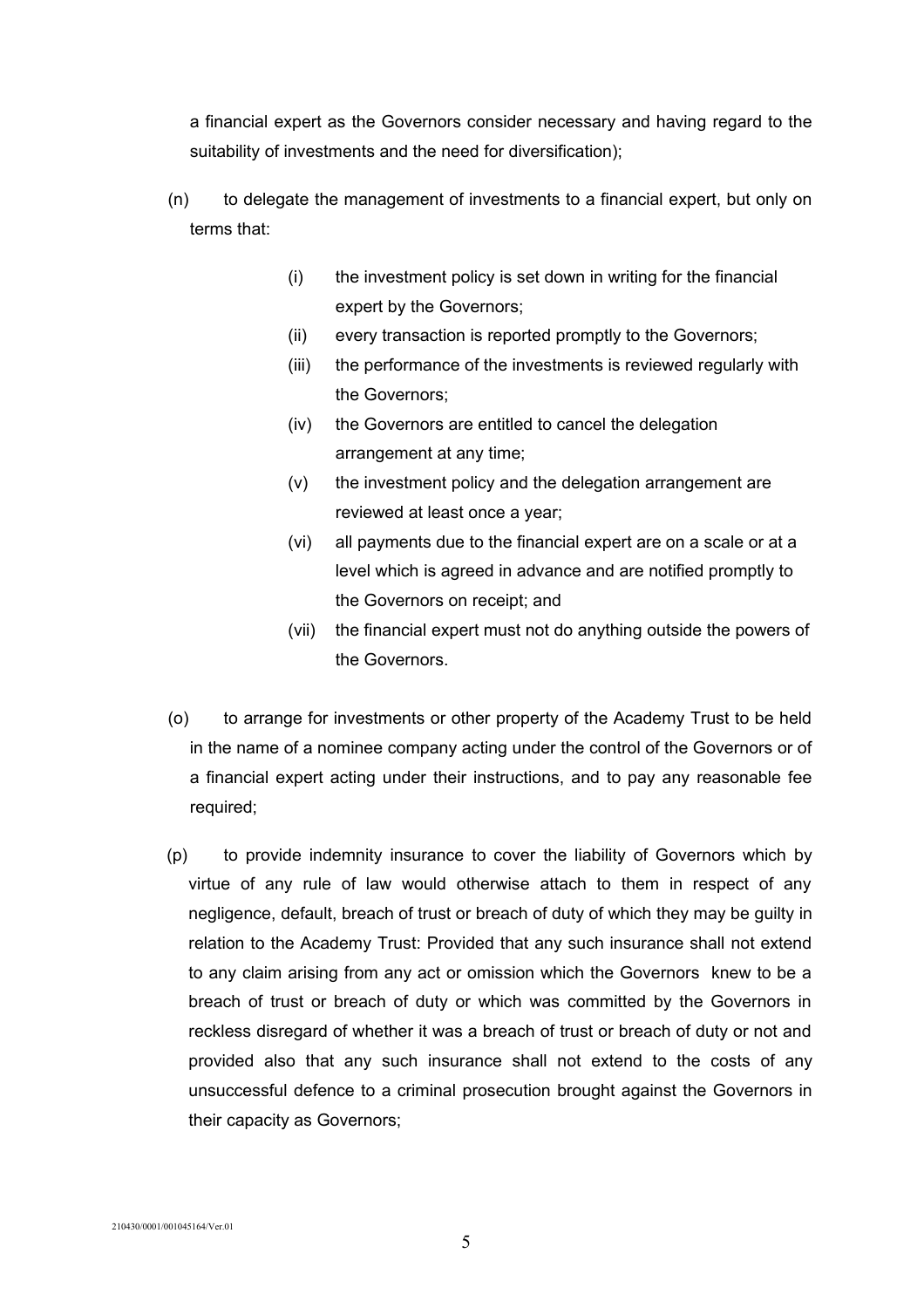a financial expert as the Governors consider necessary and having regard to the suitability of investments and the need for diversification);

(n) to delegate the management of investments to a financial expert, but only on terms that:

- (i) the investment policy is set down in writing for the financial expert by the Governors;
- (ii) every transaction is reported promptly to the Governors;
- (iii) the performance of the investments is reviewed regularly with the Governors;
- (iv) the Governors are entitled to cancel the delegation arrangement at any time;
- (v) the investment policy and the delegation arrangement are reviewed at least once a year;
- (vi) all payments due to the financial expert are on a scale or at a level which is agreed in advance and are notified promptly to the Governors on receipt; and
- (vii) the financial expert must not do anything outside the powers of the Governors.

(o) to arrange for investments or other property of the Academy Trust to be held in the name of a nominee company acting under the control of the Governors or of a financial expert acting under their instructions, and to pay any reasonable fee required;

(p) to provide indemnity insurance to cover the liability of Governors which by virtue of any rule of law would otherwise attach to them in respect of any negligence, default, breach of trust or breach of duty of which they may be guilty in relation to the Academy Trust: Provided that any such insurance shall not extend to any claim arising from any act or omission which the Governors knew to be a breach of trust or breach of duty or which was committed by the Governors in reckless disregard of whether it was a breach of trust or breach of duty or not and provided also that any such insurance shall not extend to the costs of any unsuccessful defence to a criminal prosecution brought against the Governors in their capacity as Governors;

210430/0001/001045164/Ver.01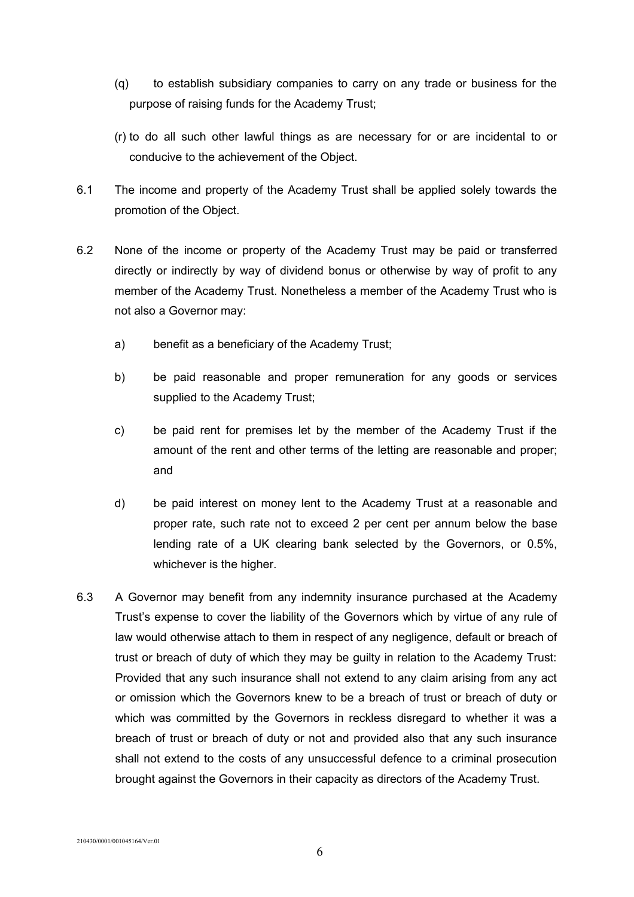(q) to establish subsidiary companies to carry on any trade or business for the purpose of raising funds for the Academy Trust;

(r) to do all such other lawful things as are necessary for or are incidental to or conducive to the achievement of the Object.

6.1 The income and property of the Academy Trust shall be applied solely towards the promotion of the Object.

6.2 None of the income or property of the Academy Trust may be paid or transferred directly or indirectly by way of dividend bonus or otherwise by way of profit to any member of the Academy Trust. Nonetheless a member of the Academy Trust who is not also a Governor may:

a) benefit as a beneficiary of the Academy Trust;

b) be paid reasonable and proper remuneration for any goods or services supplied to the Academy Trust;

c) be paid rent for premises let by the member of the Academy Trust if the amount of the rent and other terms of the letting are reasonable and proper; and

d) be paid interest on money lent to the Academy Trust at a reasonable and proper rate, such rate not to exceed 2 per cent per annum below the base lending rate of a UK clearing bank selected by the Governors, or 0.5%, whichever is the higher.

6.3 A Governor may benefit from any indemnity insurance purchased at the Academy Trust's expense to cover the liability of the Governors which by virtue of any rule of law would otherwise attach to them in respect of any negligence, default or breach of trust or breach of duty of which they may be guilty in relation to the Academy Trust: Provided that any such insurance shall not extend to any claim arising from any act or omission which the Governors knew to be a breach of trust or breach of duty or which was committed by the Governors in reckless disregard to whether it was a breach of trust or breach of duty or not and provided also that any such insurance shall not extend to the costs of any unsuccessful defence to a criminal prosecution brought against the Governors in their capacity as directors of the Academy Trust.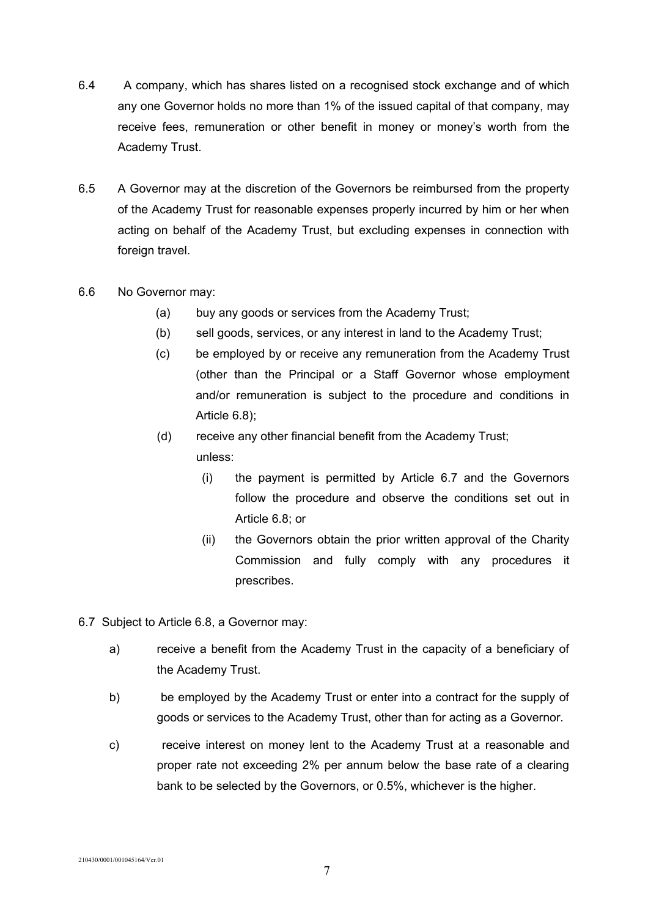6.4 A company, which has shares listed on a recognised stock exchange and of which any one Governor holds no more than 1% of the issued capital of that company, may receive fees, remuneration or other benefit in money or money's worth from the Academy Trust.

6.5 A Governor may at the discretion of the Governors be reimbursed from the property of the Academy Trust for reasonable expenses properly incurred by him or her when acting on behalf of the Academy Trust, but excluding expenses in connection with foreign travel.

6.6 No Governor may:

- (a) buy any goods or services from the Academy Trust;
- (b) sell goods, services, or any interest in land to the Academy Trust;
- (c) be employed by or receive any remuneration from the Academy Trust (other than the Principal or a Staff Governor whose employment and/or remuneration is subject to the procedure and conditions in Article 6.8);
- (d) receive any other financial benefit from the Academy Trust;

  unless:

  - (i) the payment is permitted by Article 6.7 and the Governors follow the procedure and observe the conditions set out in Article 6.8; or
  - (ii) the Governors obtain the prior written approval of the Charity Commission and fully comply with any procedures it prescribes.

6.7 Subject to Article 6.8, a Governor may:

- a) receive a benefit from the Academy Trust in the capacity of a beneficiary of the Academy Trust.
- b) be employed by the Academy Trust or enter into a contract for the supply of goods or services to the Academy Trust, other than for acting as a Governor.
- c) receive interest on money lent to the Academy Trust at a reasonable and proper rate not exceeding 2% per annum below the base rate of a clearing bank to be selected by the Governors, or 0.5%, whichever is the higher.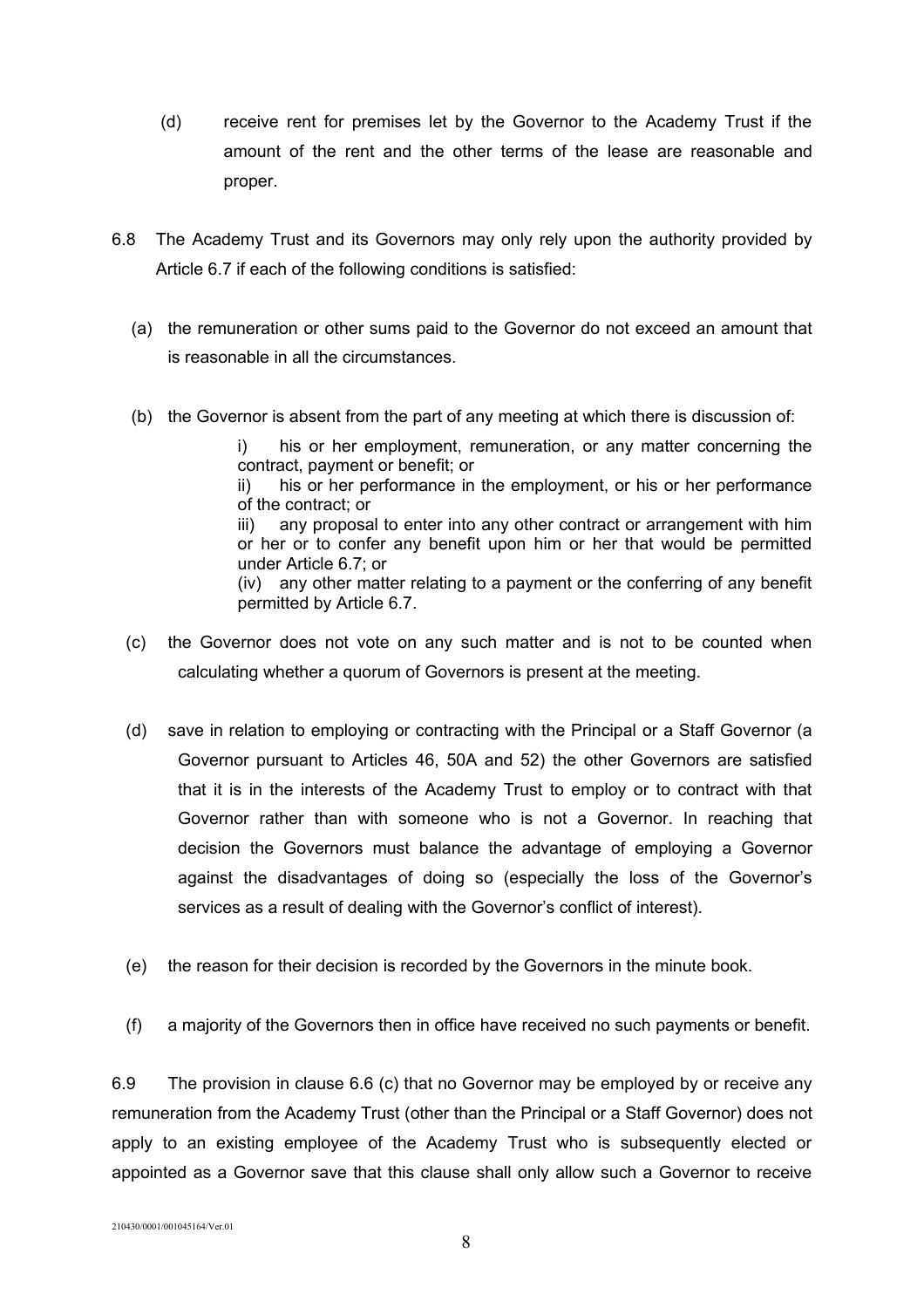(d) receive rent for premises let by the Governor to the Academy Trust if the amount of the rent and the other terms of the lease are reasonable and proper.

6.8 The Academy Trust and its Governors may only rely upon the authority provided by Article 6.7 if each of the following conditions is satisfied:

(a) the remuneration or other sums paid to the Governor do not exceed an amount that is reasonable in all the circumstances.

(b) the Governor is absent from the part of any meeting at which there is discussion of:

i) his or her employment, remuneration, or any matter concerning the contract, payment or benefit; or
ii) his or her performance in the employment, or his or her performance of the contract; or
iii) any proposal to enter into any other contract or arrangement with him or her or to confer any benefit upon him or her that would be permitted under Article 6.7; or
(iv) any other matter relating to a payment or the conferring of any benefit permitted by Article 6.7.

(c) the Governor does not vote on any such matter and is not to be counted when calculating whether a quorum of Governors is present at the meeting.

(d) save in relation to employing or contracting with the Principal or a Staff Governor (a Governor pursuant to Articles 46, 50A and 52) the other Governors are satisfied that it is in the interests of the Academy Trust to employ or to contract with that Governor rather than with someone who is not a Governor. In reaching that decision the Governors must balance the advantage of employing a Governor against the disadvantages of doing so (especially the loss of the Governor's services as a result of dealing with the Governor's conflict of interest).

(e) the reason for their decision is recorded by the Governors in the minute book.

(f) a majority of the Governors then in office have received no such payments or benefit.

6.9 The provision in clause 6.6 (c) that no Governor may be employed by or receive any remuneration from the Academy Trust (other than the Principal or a Staff Governor) does not apply to an existing employee of the Academy Trust who is subsequently elected or appointed as a Governor save that this clause shall only allow such a Governor to receive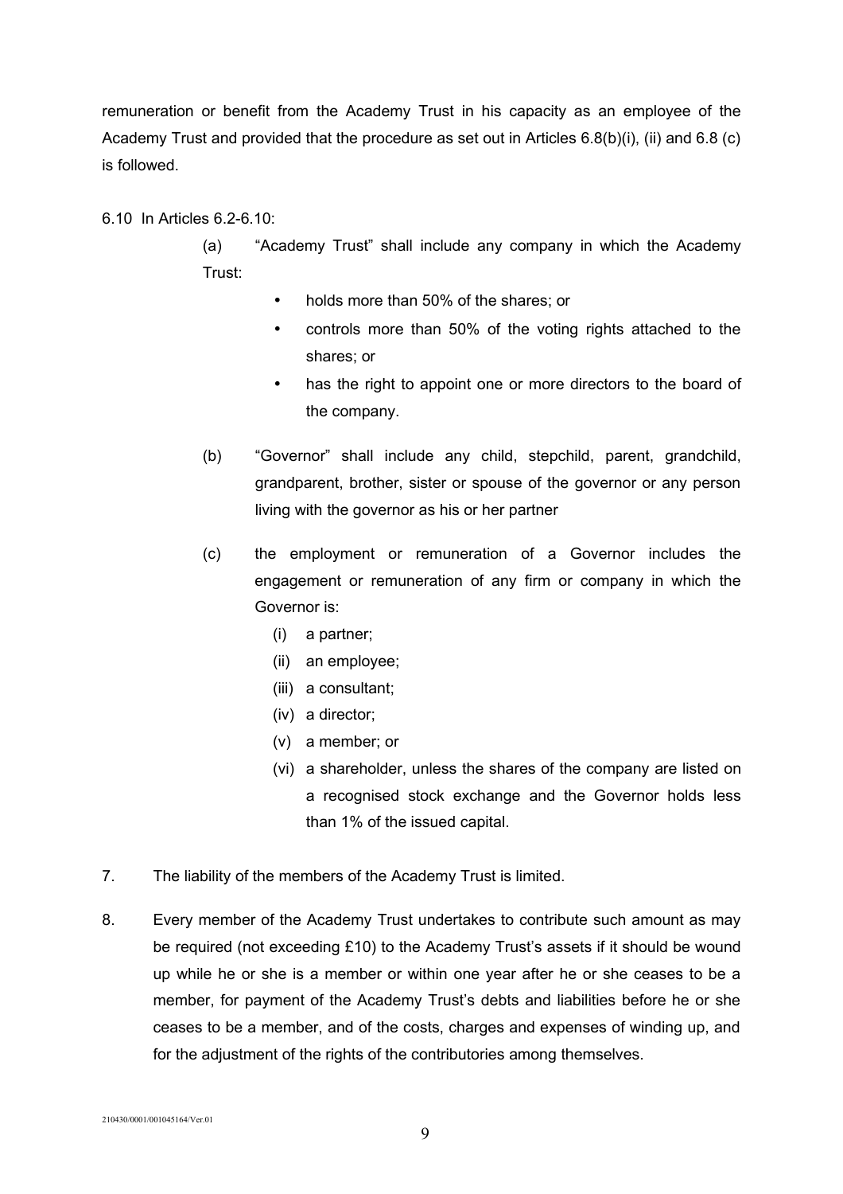remuneration or benefit from the Academy Trust in his capacity as an employee of the Academy Trust and provided that the procedure as set out in Articles 6.8(b)(i), (ii) and 6.8 (c) is followed.

6.10 In Articles 6.2-6.10:

(a) "Academy Trust" shall include any company in which the Academy Trust:

- holds more than 50% of the shares; or
- controls more than 50% of the voting rights attached to the shares; or
- has the right to appoint one or more directors to the board of the company.

(b) "Governor" shall include any child, stepchild, parent, grandchild, grandparent, brother, sister or spouse of the governor or any person living with the governor as his or her partner

(c) the employment or remuneration of a Governor includes the engagement or remuneration of any firm or company in which the Governor is:

(i) a partner;
(ii) an employee;
(iii) a consultant;
(iv) a director;
(v) a member; or
(vi) a shareholder, unless the shares of the company are listed on a recognised stock exchange and the Governor holds less than 1% of the issued capital.

7. The liability of the members of the Academy Trust is limited.

8. Every member of the Academy Trust undertakes to contribute such amount as may be required (not exceeding £10) to the Academy Trust's assets if it should be wound up while he or she is a member or within one year after he or she ceases to be a member, for payment of the Academy Trust's debts and liabilities before he or she ceases to be a member, and of the costs, charges and expenses of winding up, and for the adjustment of the rights of the contributories among themselves.

210430/0001/001045164/Ver.01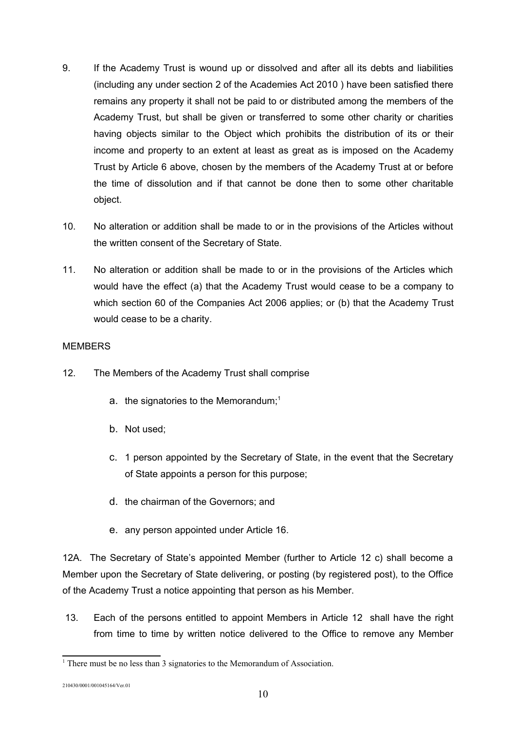9. If the Academy Trust is wound up or dissolved and after all its debts and liabilities (including any under section 2 of the Academies Act 2010 ) have been satisfied there remains any property it shall not be paid to or distributed among the members of the Academy Trust, but shall be given or transferred to some other charity or charities having objects similar to the Object which prohibits the distribution of its or their income and property to an extent at least as great as is imposed on the Academy Trust by Article 6 above, chosen by the members of the Academy Trust at or before the time of dissolution and if that cannot be done then to some other charitable object.

10. No alteration or addition shall be made to or in the provisions of the Articles without the written consent of the Secretary of State.

11. No alteration or addition shall be made to or in the provisions of the Articles which would have the effect (a) that the Academy Trust would cease to be a company to which section 60 of the Companies Act 2006 applies; or (b) that the Academy Trust would cease to be a charity.

MEMBERS

12. The Members of the Academy Trust shall comprise

    a. the signatories to the Memorandum;[1]

    b. Not used;

    c. 1 person appointed by the Secretary of State, in the event that the Secretary of State appoints a person for this purpose;

    d. the chairman of the Governors; and

    e. any person appointed under Article 16.

12A. The Secretary of State's appointed Member (further to Article 12 c) shall become a Member upon the Secretary of State delivering, or posting (by registered post), to the Office of the Academy Trust a notice appointing that person as his Member.

13. Each of the persons entitled to appoint Members in Article 12 shall have the right from time to time by written notice delivered to the Office to remove any Member

[1] There must be no less than 3 signatories to the Memorandum of Association.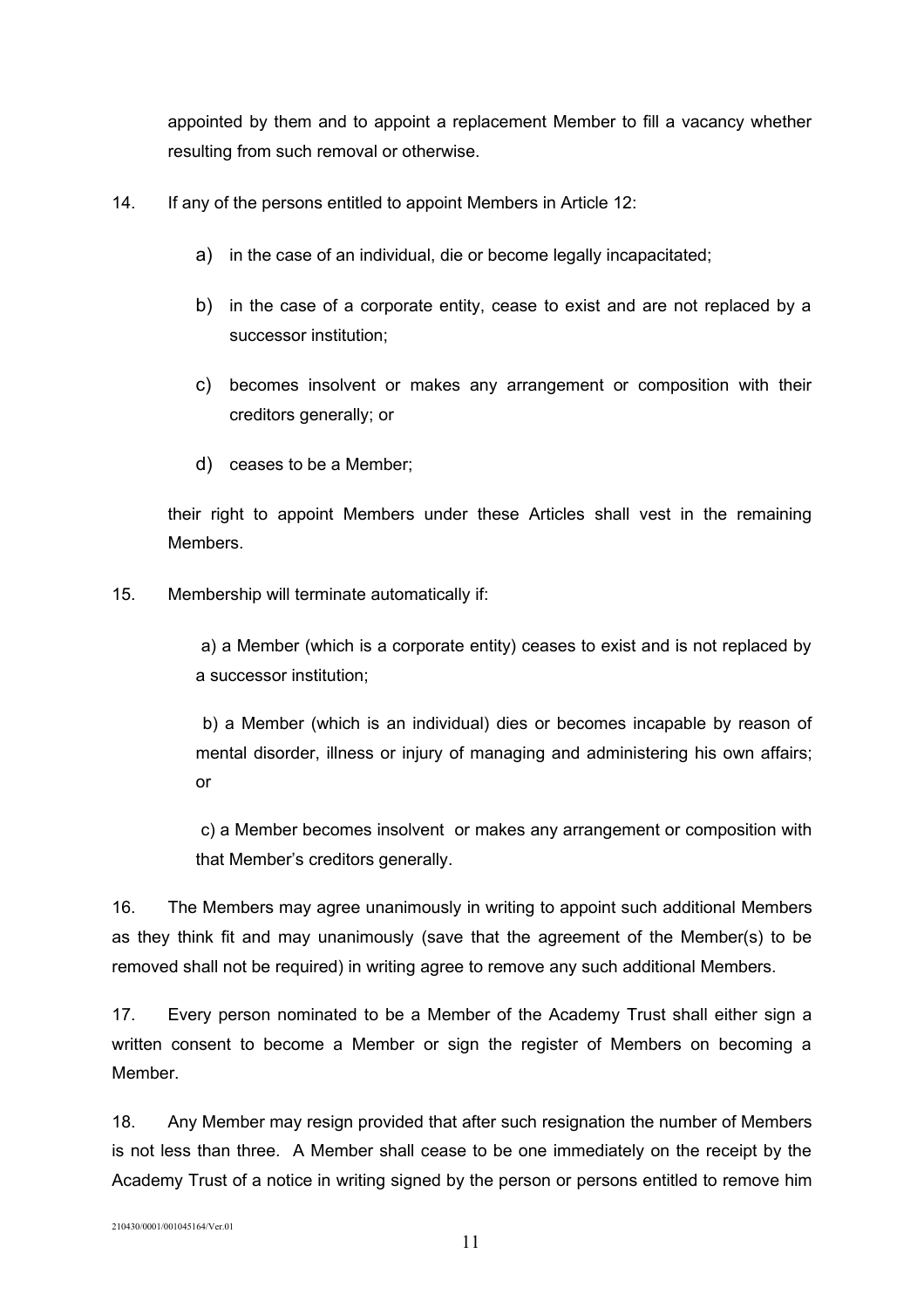appointed by them and to appoint a replacement Member to fill a vacancy whether resulting from such removal or otherwise.

14. If any of the persons entitled to appoint Members in Article 12:

   a) in the case of an individual, die or become legally incapacitated;

   b) in the case of a corporate entity, cease to exist and are not replaced by a successor institution;

   c) becomes insolvent or makes any arrangement or composition with their creditors generally; or

   d) ceases to be a Member;

   their right to appoint Members under these Articles shall vest in the remaining Members.

15. Membership will terminate automatically if:

   a) a Member (which is a corporate entity) ceases to exist and is not replaced by a successor institution;

   b) a Member (which is an individual) dies or becomes incapable by reason of mental disorder, illness or injury of managing and administering his own affairs; or

   c) a Member becomes insolvent or makes any arrangement or composition with that Member's creditors generally.

16. The Members may agree unanimously in writing to appoint such additional Members as they think fit and may unanimously (save that the agreement of the Member(s) to be removed shall not be required) in writing agree to remove any such additional Members.

17. Every person nominated to be a Member of the Academy Trust shall either sign a written consent to become a Member or sign the register of Members on becoming a Member.

18. Any Member may resign provided that after such resignation the number of Members is not less than three. A Member shall cease to be one immediately on the receipt by the Academy Trust of a notice in writing signed by the person or persons entitled to remove him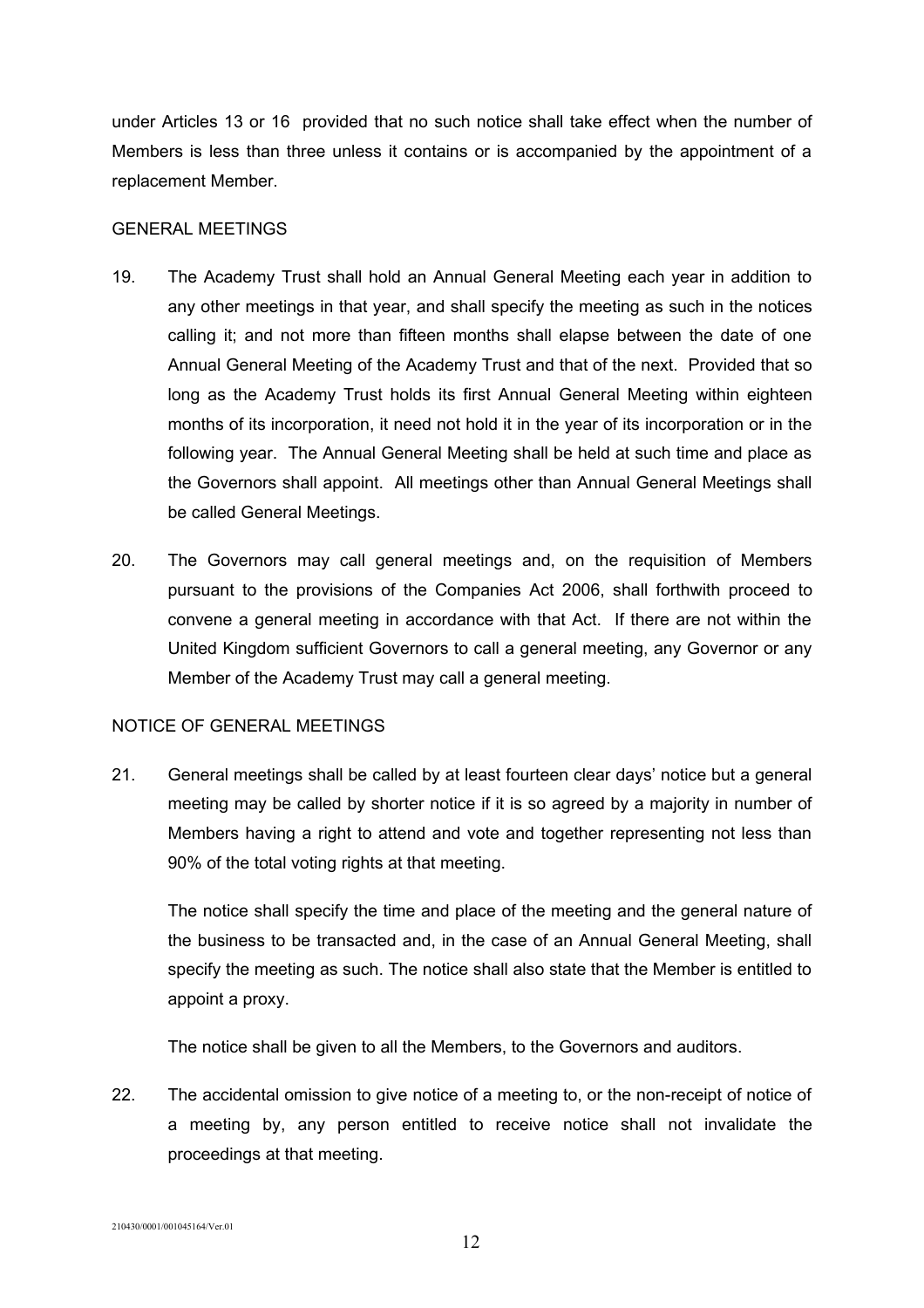under Articles 13 or 16  provided that no such notice shall take effect when the number of Members is less than three unless it contains or is accompanied by the appointment of a replacement Member.

GENERAL MEETINGS

19. The Academy Trust shall hold an Annual General Meeting each year in addition to any other meetings in that year, and shall specify the meeting as such in the notices calling it; and not more than fifteen months shall elapse between the date of one Annual General Meeting of the Academy Trust and that of the next.  Provided that so long as the Academy Trust holds its first Annual General Meeting within eighteen months of its incorporation, it need not hold it in the year of its incorporation or in the following year.  The Annual General Meeting shall be held at such time and place as the Governors shall appoint.  All meetings other than Annual General Meetings shall be called General Meetings.

20. The Governors may call general meetings and, on the requisition of Members pursuant to the provisions of the Companies Act 2006, shall forthwith proceed to convene a general meeting in accordance with that Act.  If there are not within the United Kingdom sufficient Governors to call a general meeting, any Governor or any Member of the Academy Trust may call a general meeting.

NOTICE OF GENERAL MEETINGS

21. General meetings shall be called by at least fourteen clear days' notice but a general meeting may be called by shorter notice if it is so agreed by a majority in number of Members having a right to attend and vote and together representing not less than 90% of the total voting rights at that meeting.

    The notice shall specify the time and place of the meeting and the general nature of the business to be transacted and, in the case of an Annual General Meeting, shall specify the meeting as such. The notice shall also state that the Member is entitled to appoint a proxy.

    The notice shall be given to all the Members, to the Governors and auditors.

22. The accidental omission to give notice of a meeting to, or the non-receipt of notice of a meeting by, any person entitled to receive notice shall not invalidate the proceedings at that meeting.

210430/0001/001045164/Ver.01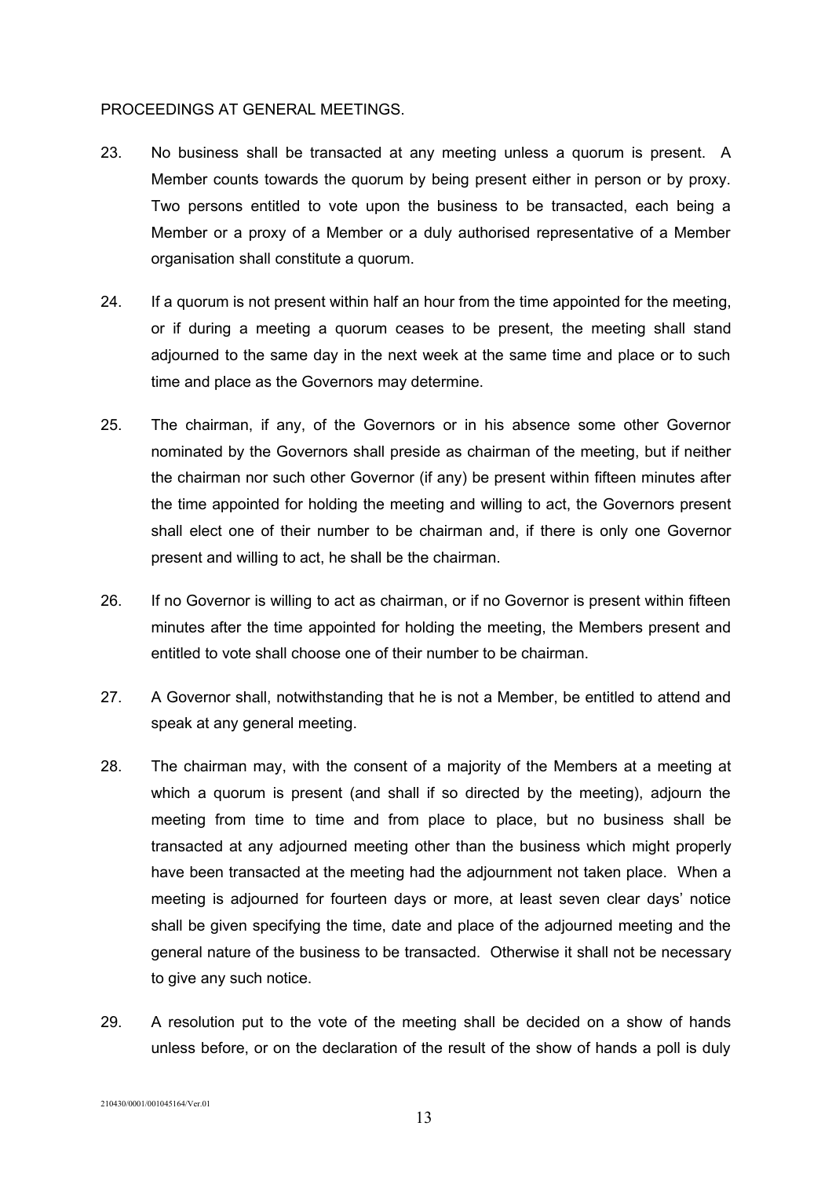PROCEEDINGS AT GENERAL MEETINGS.

23. No business shall be transacted at any meeting unless a quorum is present. A Member counts towards the quorum by being present either in person or by proxy. Two persons entitled to vote upon the business to be transacted, each being a Member or a proxy of a Member or a duly authorised representative of a Member organisation shall constitute a quorum.

24. If a quorum is not present within half an hour from the time appointed for the meeting, or if during a meeting a quorum ceases to be present, the meeting shall stand adjourned to the same day in the next week at the same time and place or to such time and place as the Governors may determine.

25. The chairman, if any, of the Governors or in his absence some other Governor nominated by the Governors shall preside as chairman of the meeting, but if neither the chairman nor such other Governor (if any) be present within fifteen minutes after the time appointed for holding the meeting and willing to act, the Governors present shall elect one of their number to be chairman and, if there is only one Governor present and willing to act, he shall be the chairman.

26. If no Governor is willing to act as chairman, or if no Governor is present within fifteen minutes after the time appointed for holding the meeting, the Members present and entitled to vote shall choose one of their number to be chairman.

27. A Governor shall, notwithstanding that he is not a Member, be entitled to attend and speak at any general meeting.

28. The chairman may, with the consent of a majority of the Members at a meeting at which a quorum is present (and shall if so directed by the meeting), adjourn the meeting from time to time and from place to place, but no business shall be transacted at any adjourned meeting other than the business which might properly have been transacted at the meeting had the adjournment not taken place. When a meeting is adjourned for fourteen days or more, at least seven clear days' notice shall be given specifying the time, date and place of the adjourned meeting and the general nature of the business to be transacted. Otherwise it shall not be necessary to give any such notice.

29. A resolution put to the vote of the meeting shall be decided on a show of hands unless before, or on the declaration of the result of the show of hands a poll is duly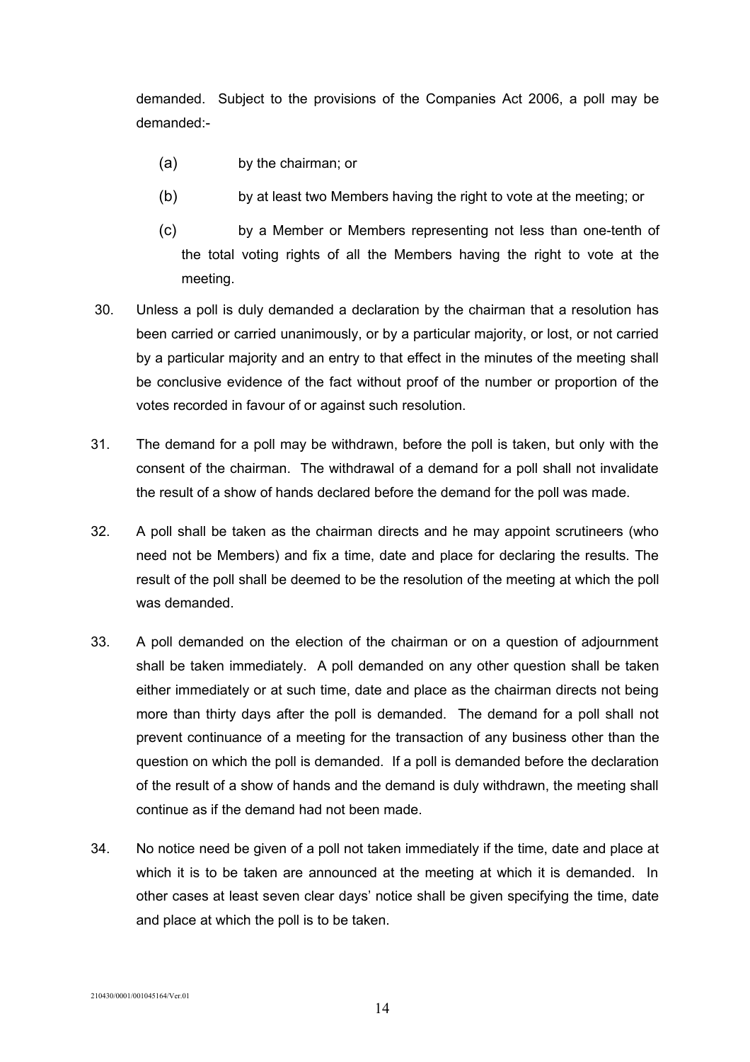demanded. Subject to the provisions of the Companies Act 2006, a poll may be demanded:-

(a) by the chairman; or

(b) by at least two Members having the right to vote at the meeting; or

(c) by a Member or Members representing not less than one-tenth of the total voting rights of all the Members having the right to vote at the meeting.

30. Unless a poll is duly demanded a declaration by the chairman that a resolution has been carried or carried unanimously, or by a particular majority, or lost, or not carried by a particular majority and an entry to that effect in the minutes of the meeting shall be conclusive evidence of the fact without proof of the number or proportion of the votes recorded in favour of or against such resolution.

31. The demand for a poll may be withdrawn, before the poll is taken, but only with the consent of the chairman. The withdrawal of a demand for a poll shall not invalidate the result of a show of hands declared before the demand for the poll was made.

32. A poll shall be taken as the chairman directs and he may appoint scrutineers (who need not be Members) and fix a time, date and place for declaring the results. The result of the poll shall be deemed to be the resolution of the meeting at which the poll was demanded.

33. A poll demanded on the election of the chairman or on a question of adjournment shall be taken immediately. A poll demanded on any other question shall be taken either immediately or at such time, date and place as the chairman directs not being more than thirty days after the poll is demanded. The demand for a poll shall not prevent continuance of a meeting for the transaction of any business other than the question on which the poll is demanded. If a poll is demanded before the declaration of the result of a show of hands and the demand is duly withdrawn, the meeting shall continue as if the demand had not been made.

34. No notice need be given of a poll not taken immediately if the time, date and place at which it is to be taken are announced at the meeting at which it is demanded. In other cases at least seven clear days' notice shall be given specifying the time, date and place at which the poll is to be taken.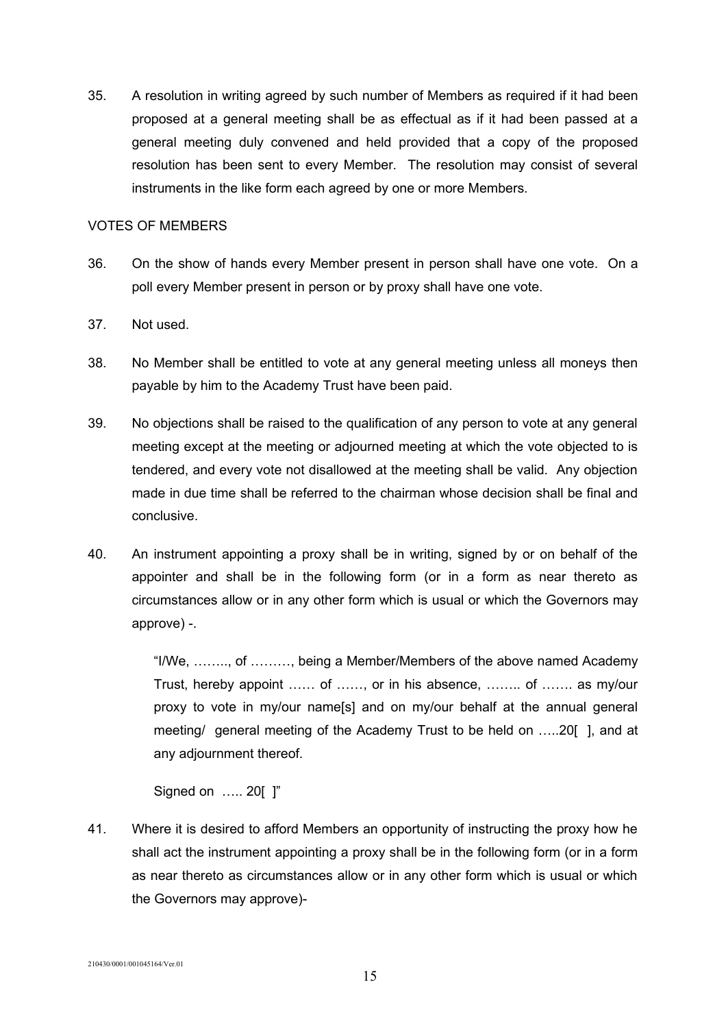35. A resolution in writing agreed by such number of Members as required if it had been proposed at a general meeting shall be as effectual as if it had been passed at a general meeting duly convened and held provided that a copy of the proposed resolution has been sent to every Member. The resolution may consist of several instruments in the like form each agreed by one or more Members.

VOTES OF MEMBERS

36. On the show of hands every Member present in person shall have one vote. On a poll every Member present in person or by proxy shall have one vote.

37. Not used.

38. No Member shall be entitled to vote at any general meeting unless all moneys then payable by him to the Academy Trust have been paid.

39. No objections shall be raised to the qualification of any person to vote at any general meeting except at the meeting or adjourned meeting at which the vote objected to is tendered, and every vote not disallowed at the meeting shall be valid. Any objection made in due time shall be referred to the chairman whose decision shall be final and conclusive.

40. An instrument appointing a proxy shall be in writing, signed by or on behalf of the appointer and shall be in the following form (or in a form as near thereto as circumstances allow or in any other form which is usual or which the Governors may approve) -.

    "I/We, …….., of ………, being a Member/Members of the above named Academy Trust, hereby appoint …… of ……, or in his absence, …….. of ……. as my/our proxy to vote in my/our name[s] and on my/our behalf at the annual general meeting/ general meeting of the Academy Trust to be held on …..20[ ], and at any adjournment thereof.

    Signed on ….. 20[ ]"

41. Where it is desired to afford Members an opportunity of instructing the proxy how he shall act the instrument appointing a proxy shall be in the following form (or in a form as near thereto as circumstances allow or in any other form which is usual or which the Governors may approve)-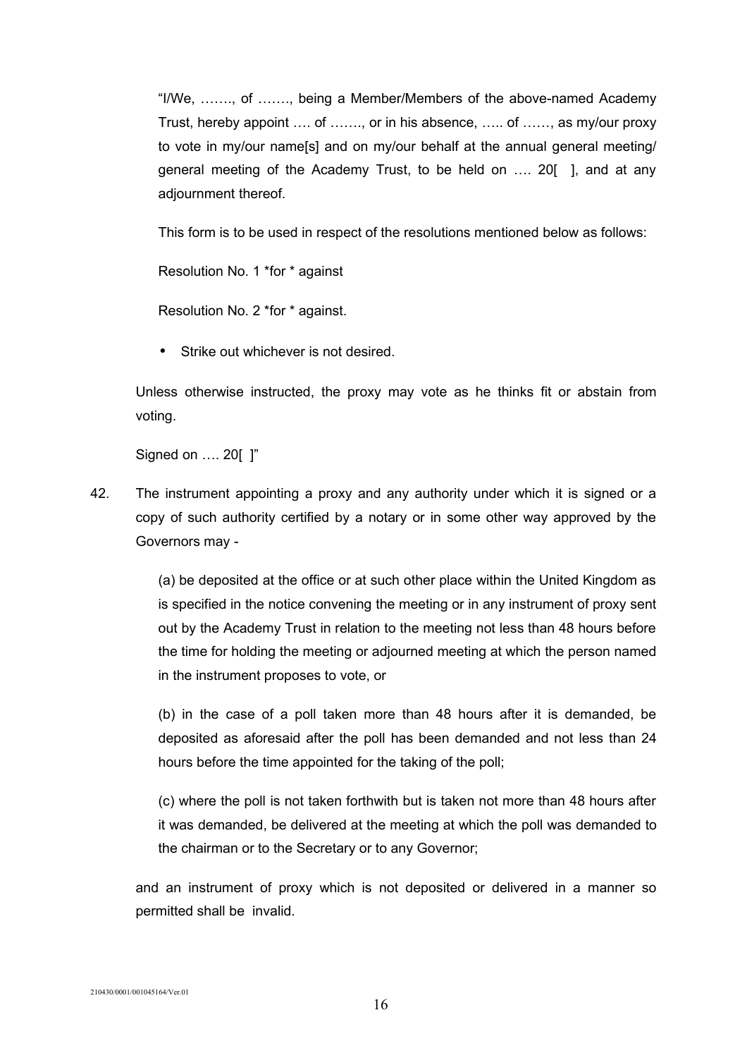"I/We, ……., of ……., being a Member/Members of the above-named Academy Trust, hereby appoint …. of ……., or in his absence, ….. of ……, as my/our proxy to vote in my/our name[s] and on my/our behalf at the annual general meeting/ general meeting of the Academy Trust, to be held on …. 20[ ], and at any adjournment thereof.

This form is to be used in respect of the resolutions mentioned below as follows:

Resolution No. 1 *for * against

Resolution No. 2 *for * against.

- Strike out whichever is not desired.

Unless otherwise instructed, the proxy may vote as he thinks fit or abstain from voting.

Signed on …. 20[ ]"

42. The instrument appointing a proxy and any authority under which it is signed or a copy of such authority certified by a notary or in some other way approved by the Governors may -

    (a) be deposited at the office or at such other place within the United Kingdom as is specified in the notice convening the meeting or in any instrument of proxy sent out by the Academy Trust in relation to the meeting not less than 48 hours before the time for holding the meeting or adjourned meeting at which the person named in the instrument proposes to vote, or

    (b) in the case of a poll taken more than 48 hours after it is demanded, be deposited as aforesaid after the poll has been demanded and not less than 24 hours before the time appointed for the taking of the poll;

    (c) where the poll is not taken forthwith but is taken not more than 48 hours after it was demanded, be delivered at the meeting at which the poll was demanded to the chairman or to the Secretary or to any Governor;

    and an instrument of proxy which is not deposited or delivered in a manner so permitted shall be invalid.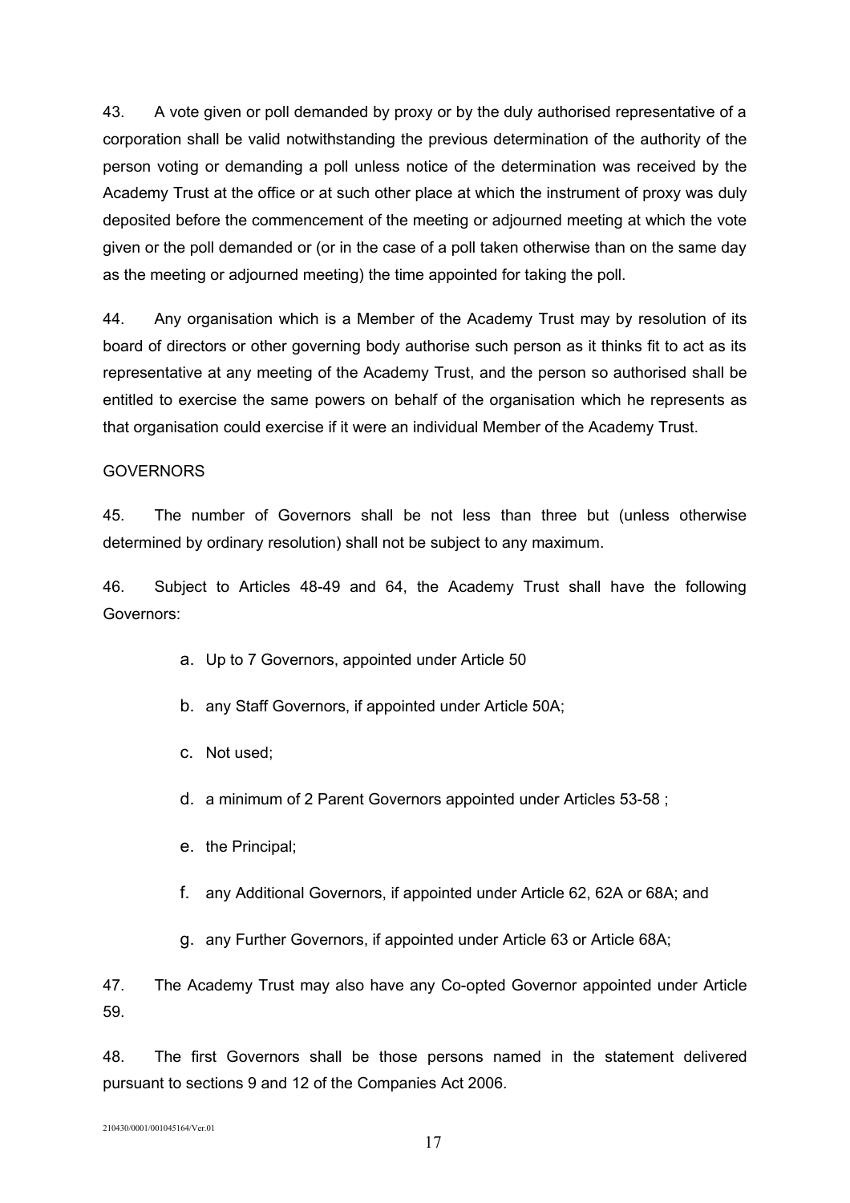43. A vote given or poll demanded by proxy or by the duly authorised representative of a corporation shall be valid notwithstanding the previous determination of the authority of the person voting or demanding a poll unless notice of the determination was received by the Academy Trust at the office or at such other place at which the instrument of proxy was duly deposited before the commencement of the meeting or adjourned meeting at which the vote given or the poll demanded or (or in the case of a poll taken otherwise than on the same day as the meeting or adjourned meeting) the time appointed for taking the poll.

44. Any organisation which is a Member of the Academy Trust may by resolution of its board of directors or other governing body authorise such person as it thinks fit to act as its representative at any meeting of the Academy Trust, and the person so authorised shall be entitled to exercise the same powers on behalf of the organisation which he represents as that organisation could exercise if it were an individual Member of the Academy Trust.

GOVERNORS

45. The number of Governors shall be not less than three but (unless otherwise determined by ordinary resolution) shall not be subject to any maximum.

46. Subject to Articles 48-49 and 64, the Academy Trust shall have the following Governors:

a. Up to 7 Governors, appointed under Article 50

b. any Staff Governors, if appointed under Article 50A;

c. Not used;

d. a minimum of 2 Parent Governors appointed under Articles 53-58 ;

e. the Principal;

f. any Additional Governors, if appointed under Article 62, 62A or 68A; and

g. any Further Governors, if appointed under Article 63 or Article 68A;

47. The Academy Trust may also have any Co-opted Governor appointed under Article 59.

48. The first Governors shall be those persons named in the statement delivered pursuant to sections 9 and 12 of the Companies Act 2006.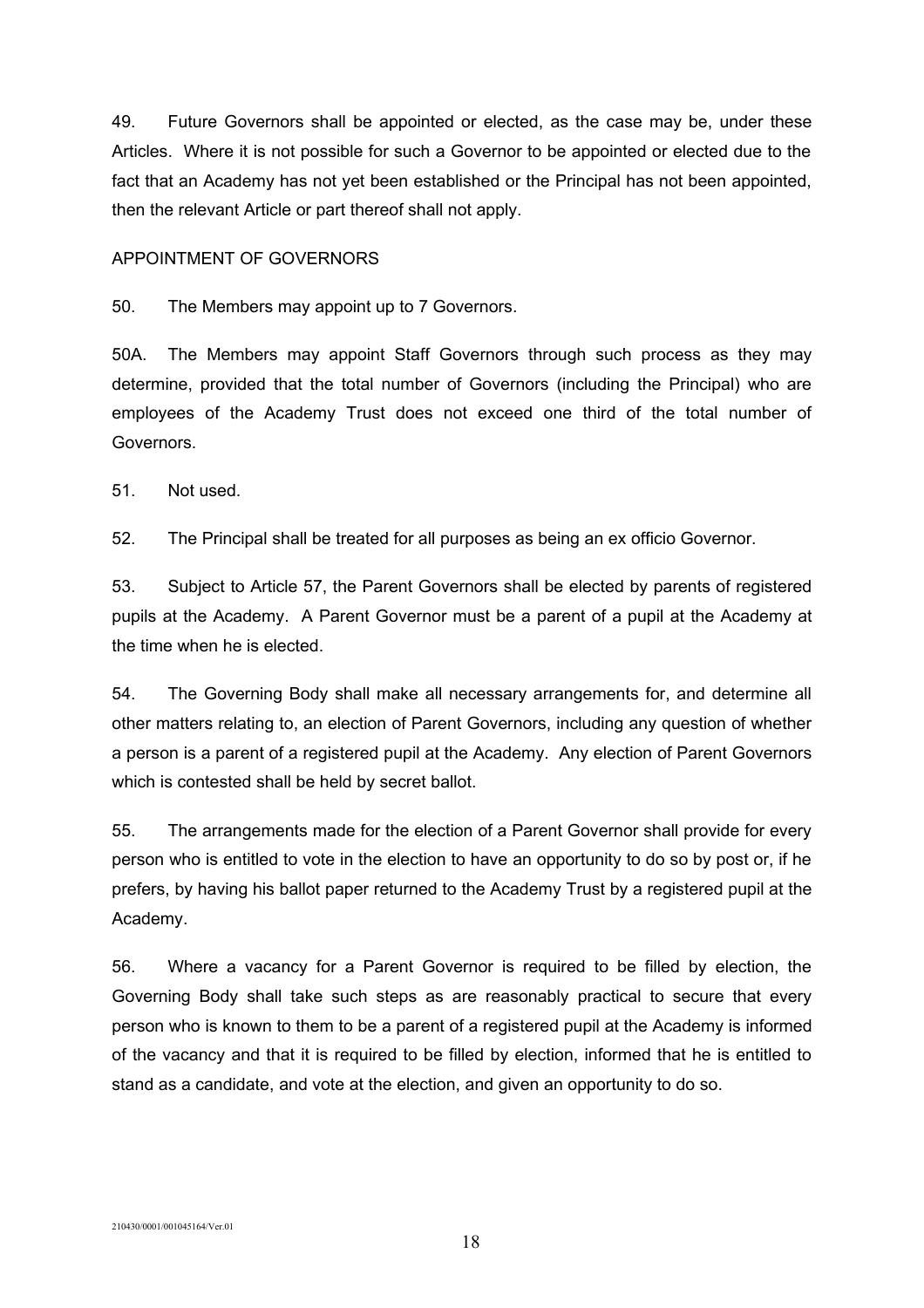49. Future Governors shall be appointed or elected, as the case may be, under these Articles. Where it is not possible for such a Governor to be appointed or elected due to the fact that an Academy has not yet been established or the Principal has not been appointed, then the relevant Article or part thereof shall not apply.

## APPOINTMENT OF GOVERNORS

50. The Members may appoint up to 7 Governors.

50A. The Members may appoint Staff Governors through such process as they may determine, provided that the total number of Governors (including the Principal) who are employees of the Academy Trust does not exceed one third of the total number of Governors.

51. Not used.

52. The Principal shall be treated for all purposes as being an ex officio Governor.

53. Subject to Article 57, the Parent Governors shall be elected by parents of registered pupils at the Academy. A Parent Governor must be a parent of a pupil at the Academy at the time when he is elected.

54. The Governing Body shall make all necessary arrangements for, and determine all other matters relating to, an election of Parent Governors, including any question of whether a person is a parent of a registered pupil at the Academy. Any election of Parent Governors which is contested shall be held by secret ballot.

55. The arrangements made for the election of a Parent Governor shall provide for every person who is entitled to vote in the election to have an opportunity to do so by post or, if he prefers, by having his ballot paper returned to the Academy Trust by a registered pupil at the Academy.

56. Where a vacancy for a Parent Governor is required to be filled by election, the Governing Body shall take such steps as are reasonably practical to secure that every person who is known to them to be a parent of a registered pupil at the Academy is informed of the vacancy and that it is required to be filled by election, informed that he is entitled to stand as a candidate, and vote at the election, and given an opportunity to do so.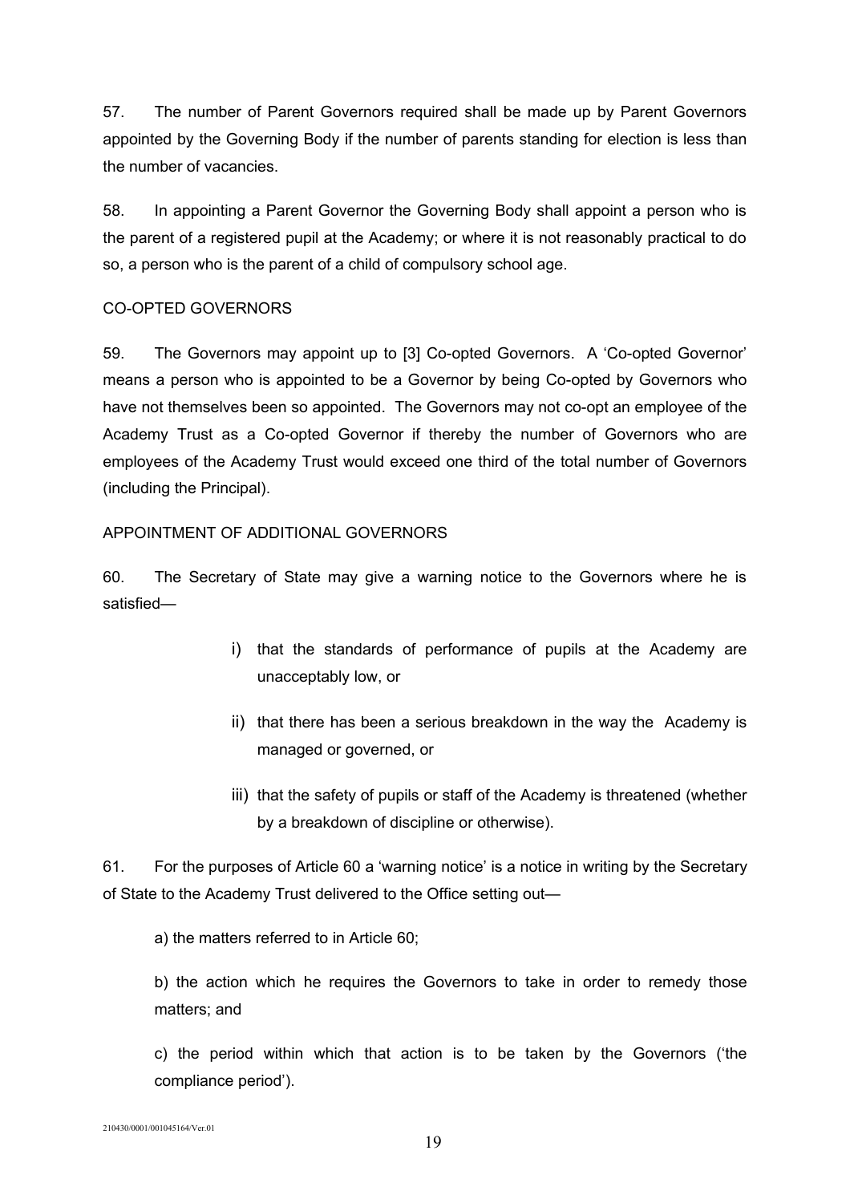57. The number of Parent Governors required shall be made up by Parent Governors appointed by the Governing Body if the number of parents standing for election is less than the number of vacancies.

58. In appointing a Parent Governor the Governing Body shall appoint a person who is the parent of a registered pupil at the Academy; or where it is not reasonably practical to do so, a person who is the parent of a child of compulsory school age.

CO-OPTED GOVERNORS

59. The Governors may appoint up to [3] Co-opted Governors. A 'Co-opted Governor' means a person who is appointed to be a Governor by being Co-opted by Governors who have not themselves been so appointed. The Governors may not co-opt an employee of the Academy Trust as a Co-opted Governor if thereby the number of Governors who are employees of the Academy Trust would exceed one third of the total number of Governors (including the Principal).

APPOINTMENT OF ADDITIONAL GOVERNORS

60. The Secretary of State may give a warning notice to the Governors where he is satisfied—

i) that the standards of performance of pupils at the Academy are unacceptably low, or

ii) that there has been a serious breakdown in the way the Academy is managed or governed, or

iii) that the safety of pupils or staff of the Academy is threatened (whether by a breakdown of discipline or otherwise).

61. For the purposes of Article 60 a 'warning notice' is a notice in writing by the Secretary of State to the Academy Trust delivered to the Office setting out—

a) the matters referred to in Article 60;

b) the action which he requires the Governors to take in order to remedy those matters; and

c) the period within which that action is to be taken by the Governors ('the compliance period').

210430/0001/001045164/Ver.01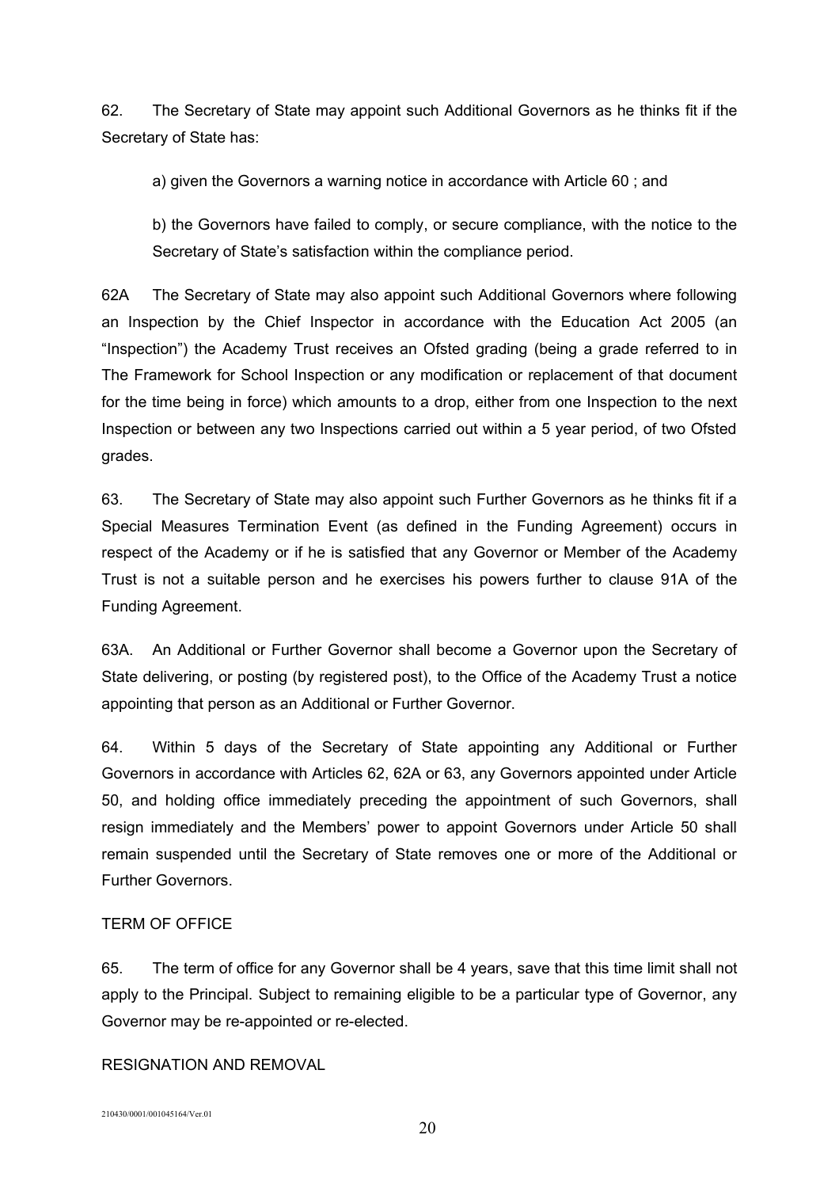62. The Secretary of State may appoint such Additional Governors as he thinks fit if the Secretary of State has:

a) given the Governors a warning notice in accordance with Article 60 ; and

b) the Governors have failed to comply, or secure compliance, with the notice to the Secretary of State's satisfaction within the compliance period.

62A The Secretary of State may also appoint such Additional Governors where following an Inspection by the Chief Inspector in accordance with the Education Act 2005 (an "Inspection") the Academy Trust receives an Ofsted grading (being a grade referred to in The Framework for School Inspection or any modification or replacement of that document for the time being in force) which amounts to a drop, either from one Inspection to the next Inspection or between any two Inspections carried out within a 5 year period, of two Ofsted grades.

63. The Secretary of State may also appoint such Further Governors as he thinks fit if a Special Measures Termination Event (as defined in the Funding Agreement) occurs in respect of the Academy or if he is satisfied that any Governor or Member of the Academy Trust is not a suitable person and he exercises his powers further to clause 91A of the Funding Agreement.

63A. An Additional or Further Governor shall become a Governor upon the Secretary of State delivering, or posting (by registered post), to the Office of the Academy Trust a notice appointing that person as an Additional or Further Governor.

64. Within 5 days of the Secretary of State appointing any Additional or Further Governors in accordance with Articles 62, 62A or 63, any Governors appointed under Article 50, and holding office immediately preceding the appointment of such Governors, shall resign immediately and the Members' power to appoint Governors under Article 50 shall remain suspended until the Secretary of State removes one or more of the Additional or Further Governors.

TERM OF OFFICE

65. The term of office for any Governor shall be 4 years, save that this time limit shall not apply to the Principal. Subject to remaining eligible to be a particular type of Governor, any Governor may be re-appointed or re-elected.

RESIGNATION AND REMOVAL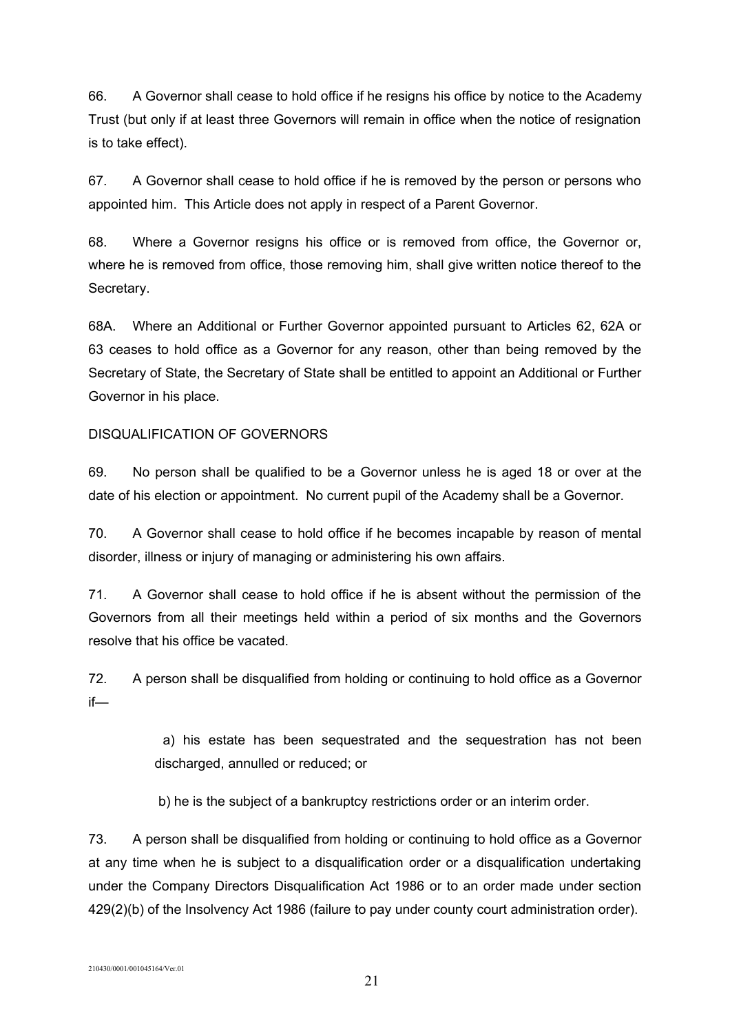66. A Governor shall cease to hold office if he resigns his office by notice to the Academy Trust (but only if at least three Governors will remain in office when the notice of resignation is to take effect).

67. A Governor shall cease to hold office if he is removed by the person or persons who appointed him. This Article does not apply in respect of a Parent Governor.

68. Where a Governor resigns his office or is removed from office, the Governor or, where he is removed from office, those removing him, shall give written notice thereof to the Secretary.

68A. Where an Additional or Further Governor appointed pursuant to Articles 62, 62A or 63 ceases to hold office as a Governor for any reason, other than being removed by the Secretary of State, the Secretary of State shall be entitled to appoint an Additional or Further Governor in his place.

DISQUALIFICATION OF GOVERNORS

69. No person shall be qualified to be a Governor unless he is aged 18 or over at the date of his election or appointment. No current pupil of the Academy shall be a Governor.

70. A Governor shall cease to hold office if he becomes incapable by reason of mental disorder, illness or injury of managing or administering his own affairs.

71. A Governor shall cease to hold office if he is absent without the permission of the Governors from all their meetings held within a period of six months and the Governors resolve that his office be vacated.

72. A person shall be disqualified from holding or continuing to hold office as a Governor if—

a) his estate has been sequestrated and the sequestration has not been discharged, annulled or reduced; or

b) he is the subject of a bankruptcy restrictions order or an interim order.

73. A person shall be disqualified from holding or continuing to hold office as a Governor at any time when he is subject to a disqualification order or a disqualification undertaking under the Company Directors Disqualification Act 1986 or to an order made under section 429(2)(b) of the Insolvency Act 1986 (failure to pay under county court administration order).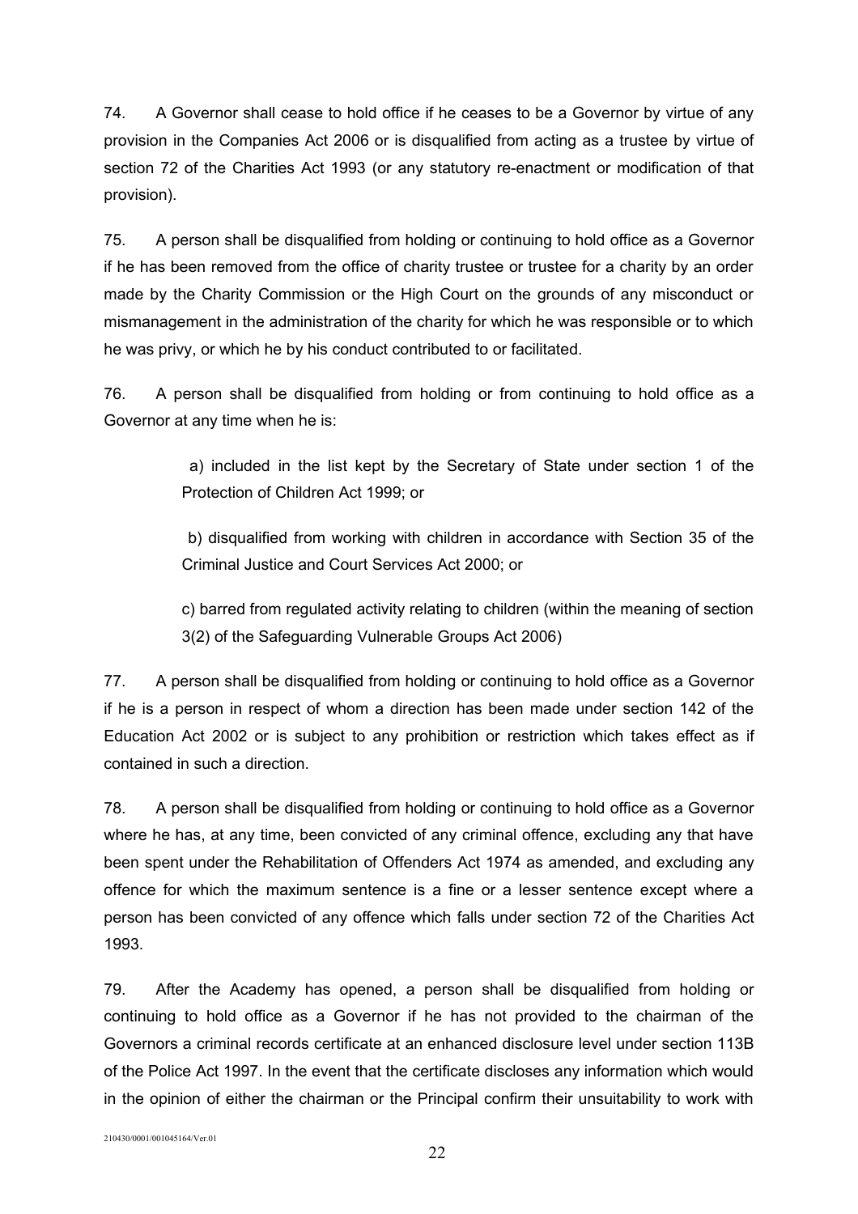74. A Governor shall cease to hold office if he ceases to be a Governor by virtue of any provision in the Companies Act 2006 or is disqualified from acting as a trustee by virtue of section 72 of the Charities Act 1993 (or any statutory re-enactment or modification of that provision).

75. A person shall be disqualified from holding or continuing to hold office as a Governor if he has been removed from the office of charity trustee or trustee for a charity by an order made by the Charity Commission or the High Court on the grounds of any misconduct or mismanagement in the administration of the charity for which he was responsible or to which he was privy, or which he by his conduct contributed to or facilitated.

76. A person shall be disqualified from holding or from continuing to hold office as a Governor at any time when he is:

> a) included in the list kept by the Secretary of State under section 1 of the Protection of Children Act 1999; or
>
> b) disqualified from working with children in accordance with Section 35 of the Criminal Justice and Court Services Act 2000; or
>
> c) barred from regulated activity relating to children (within the meaning of section 3(2) of the Safeguarding Vulnerable Groups Act 2006)

77. A person shall be disqualified from holding or continuing to hold office as a Governor if he is a person in respect of whom a direction has been made under section 142 of the Education Act 2002 or is subject to any prohibition or restriction which takes effect as if contained in such a direction.

78. A person shall be disqualified from holding or continuing to hold office as a Governor where he has, at any time, been convicted of any criminal offence, excluding any that have been spent under the Rehabilitation of Offenders Act 1974 as amended, and excluding any offence for which the maximum sentence is a fine or a lesser sentence except where a person has been convicted of any offence which falls under section 72 of the Charities Act 1993.

79. After the Academy has opened, a person shall be disqualified from holding or continuing to hold office as a Governor if he has not provided to the chairman of the Governors a criminal records certificate at an enhanced disclosure level under section 113B of the Police Act 1997. In the event that the certificate discloses any information which would in the opinion of either the chairman or the Principal confirm their unsuitability to work with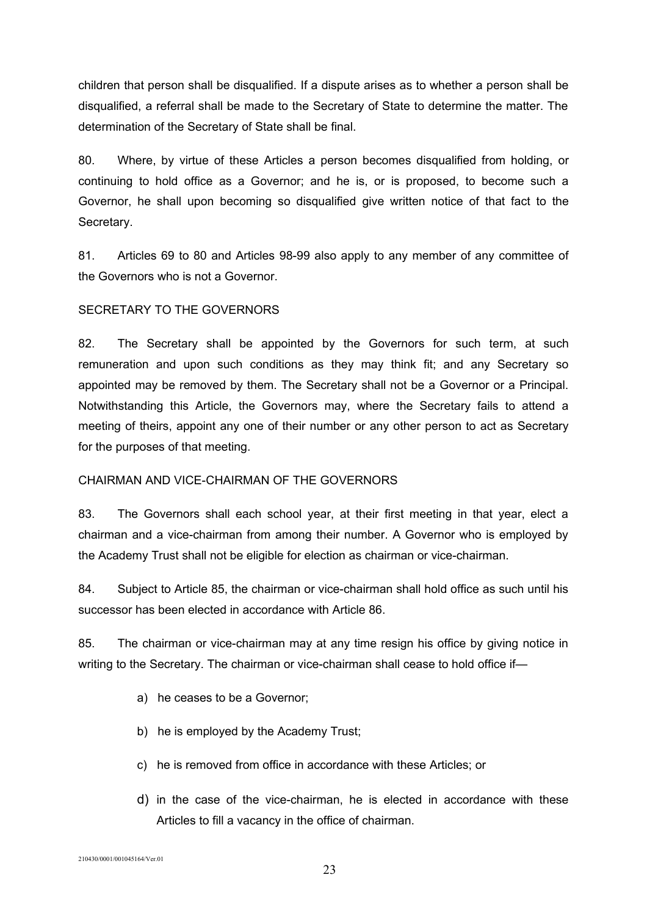children that person shall be disqualified. If a dispute arises as to whether a person shall be disqualified, a referral shall be made to the Secretary of State to determine the matter. The determination of the Secretary of State shall be final.

80. Where, by virtue of these Articles a person becomes disqualified from holding, or continuing to hold office as a Governor; and he is, or is proposed, to become such a Governor, he shall upon becoming so disqualified give written notice of that fact to the Secretary.

81. Articles 69 to 80 and Articles 98-99 also apply to any member of any committee of the Governors who is not a Governor.

SECRETARY TO THE GOVERNORS

82. The Secretary shall be appointed by the Governors for such term, at such remuneration and upon such conditions as they may think fit; and any Secretary so appointed may be removed by them. The Secretary shall not be a Governor or a Principal. Notwithstanding this Article, the Governors may, where the Secretary fails to attend a meeting of theirs, appoint any one of their number or any other person to act as Secretary for the purposes of that meeting.

CHAIRMAN AND VICE-CHAIRMAN OF THE GOVERNORS

83. The Governors shall each school year, at their first meeting in that year, elect a chairman and a vice-chairman from among their number. A Governor who is employed by the Academy Trust shall not be eligible for election as chairman or vice-chairman.

84. Subject to Article 85, the chairman or vice-chairman shall hold office as such until his successor has been elected in accordance with Article 86.

85. The chairman or vice-chairman may at any time resign his office by giving notice in writing to the Secretary. The chairman or vice-chairman shall cease to hold office if—

a) he ceases to be a Governor;

b) he is employed by the Academy Trust;

c) he is removed from office in accordance with these Articles; or

d) in the case of the vice-chairman, he is elected in accordance with these Articles to fill a vacancy in the office of chairman.

210430/0001/001045164/Ver.01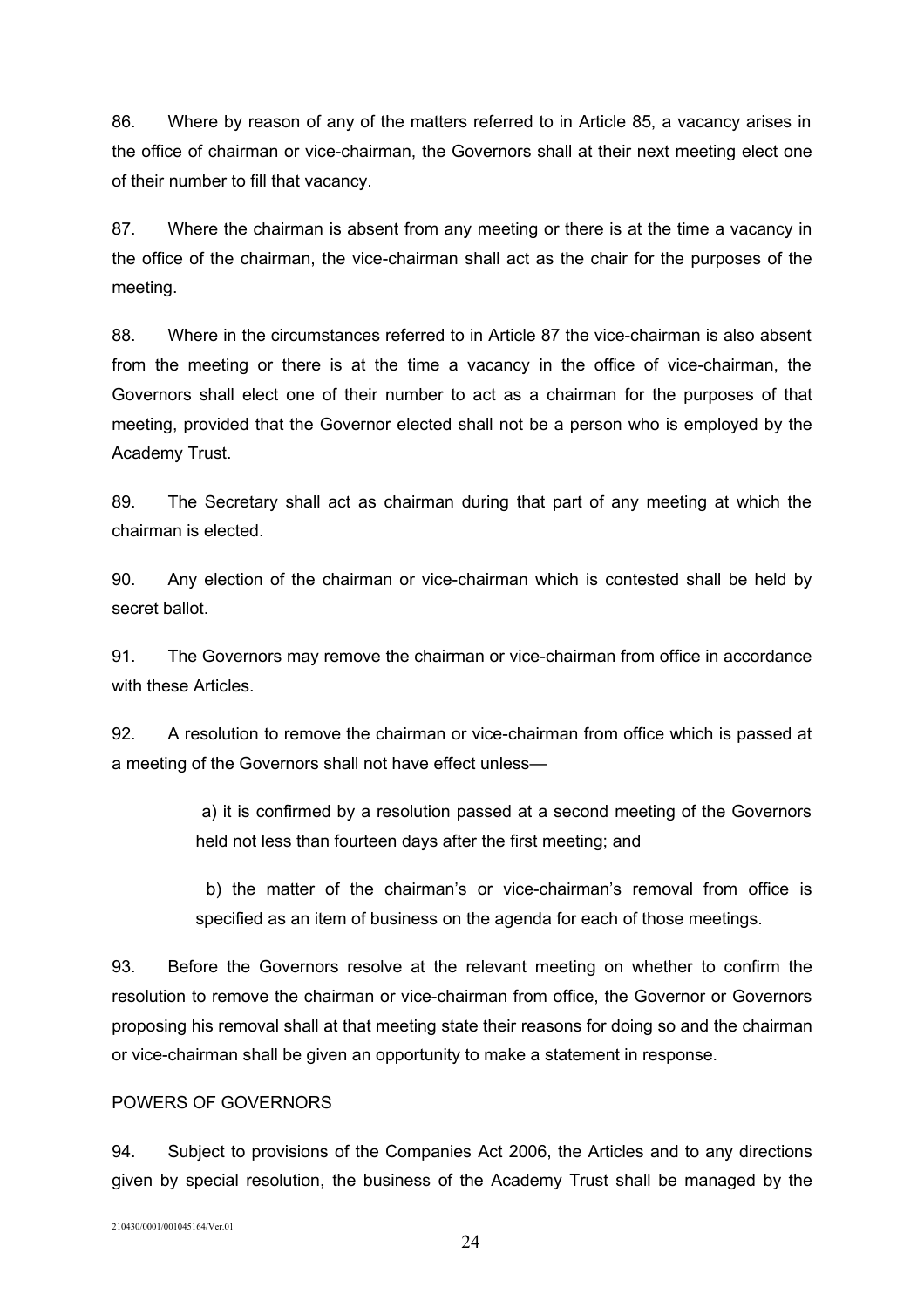86. Where by reason of any of the matters referred to in Article 85, a vacancy arises in the office of chairman or vice-chairman, the Governors shall at their next meeting elect one of their number to fill that vacancy.

87. Where the chairman is absent from any meeting or there is at the time a vacancy in the office of the chairman, the vice-chairman shall act as the chair for the purposes of the meeting.

88. Where in the circumstances referred to in Article 87 the vice-chairman is also absent from the meeting or there is at the time a vacancy in the office of vice-chairman, the Governors shall elect one of their number to act as a chairman for the purposes of that meeting, provided that the Governor elected shall not be a person who is employed by the Academy Trust.

89. The Secretary shall act as chairman during that part of any meeting at which the chairman is elected.

90. Any election of the chairman or vice-chairman which is contested shall be held by secret ballot.

91. The Governors may remove the chairman or vice-chairman from office in accordance with these Articles.

92. A resolution to remove the chairman or vice-chairman from office which is passed at a meeting of the Governors shall not have effect unless—

a) it is confirmed by a resolution passed at a second meeting of the Governors held not less than fourteen days after the first meeting; and

b) the matter of the chairman's or vice-chairman's removal from office is specified as an item of business on the agenda for each of those meetings.

93. Before the Governors resolve at the relevant meeting on whether to confirm the resolution to remove the chairman or vice-chairman from office, the Governor or Governors proposing his removal shall at that meeting state their reasons for doing so and the chairman or vice-chairman shall be given an opportunity to make a statement in response.

POWERS OF GOVERNORS

94. Subject to provisions of the Companies Act 2006, the Articles and to any directions given by special resolution, the business of the Academy Trust shall be managed by the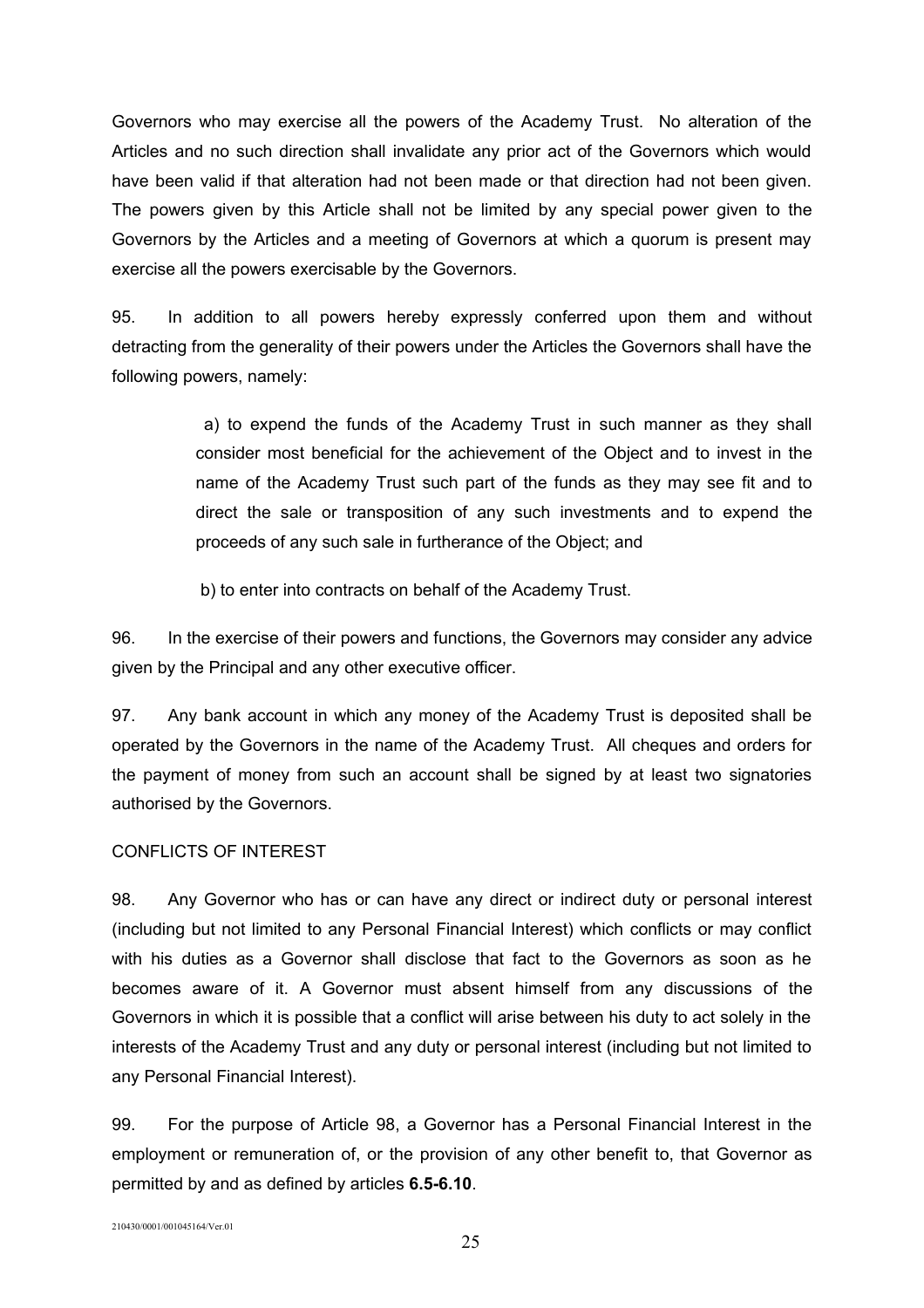Governors who may exercise all the powers of the Academy Trust. No alteration of the Articles and no such direction shall invalidate any prior act of the Governors which would have been valid if that alteration had not been made or that direction had not been given. The powers given by this Article shall not be limited by any special power given to the Governors by the Articles and a meeting of Governors at which a quorum is present may exercise all the powers exercisable by the Governors.

95. In addition to all powers hereby expressly conferred upon them and without detracting from the generality of their powers under the Articles the Governors shall have the following powers, namely:

a) to expend the funds of the Academy Trust in such manner as they shall consider most beneficial for the achievement of the Object and to invest in the name of the Academy Trust such part of the funds as they may see fit and to direct the sale or transposition of any such investments and to expend the proceeds of any such sale in furtherance of the Object; and

b) to enter into contracts on behalf of the Academy Trust.

96. In the exercise of their powers and functions, the Governors may consider any advice given by the Principal and any other executive officer.

97. Any bank account in which any money of the Academy Trust is deposited shall be operated by the Governors in the name of the Academy Trust. All cheques and orders for the payment of money from such an account shall be signed by at least two signatories authorised by the Governors.

CONFLICTS OF INTEREST

98. Any Governor who has or can have any direct or indirect duty or personal interest (including but not limited to any Personal Financial Interest) which conflicts or may conflict with his duties as a Governor shall disclose that fact to the Governors as soon as he becomes aware of it. A Governor must absent himself from any discussions of the Governors in which it is possible that a conflict will arise between his duty to act solely in the interests of the Academy Trust and any duty or personal interest (including but not limited to any Personal Financial Interest).

99. For the purpose of Article 98, a Governor has a Personal Financial Interest in the employment or remuneration of, or the provision of any other benefit to, that Governor as permitted by and as defined by articles **6.5-6.10**.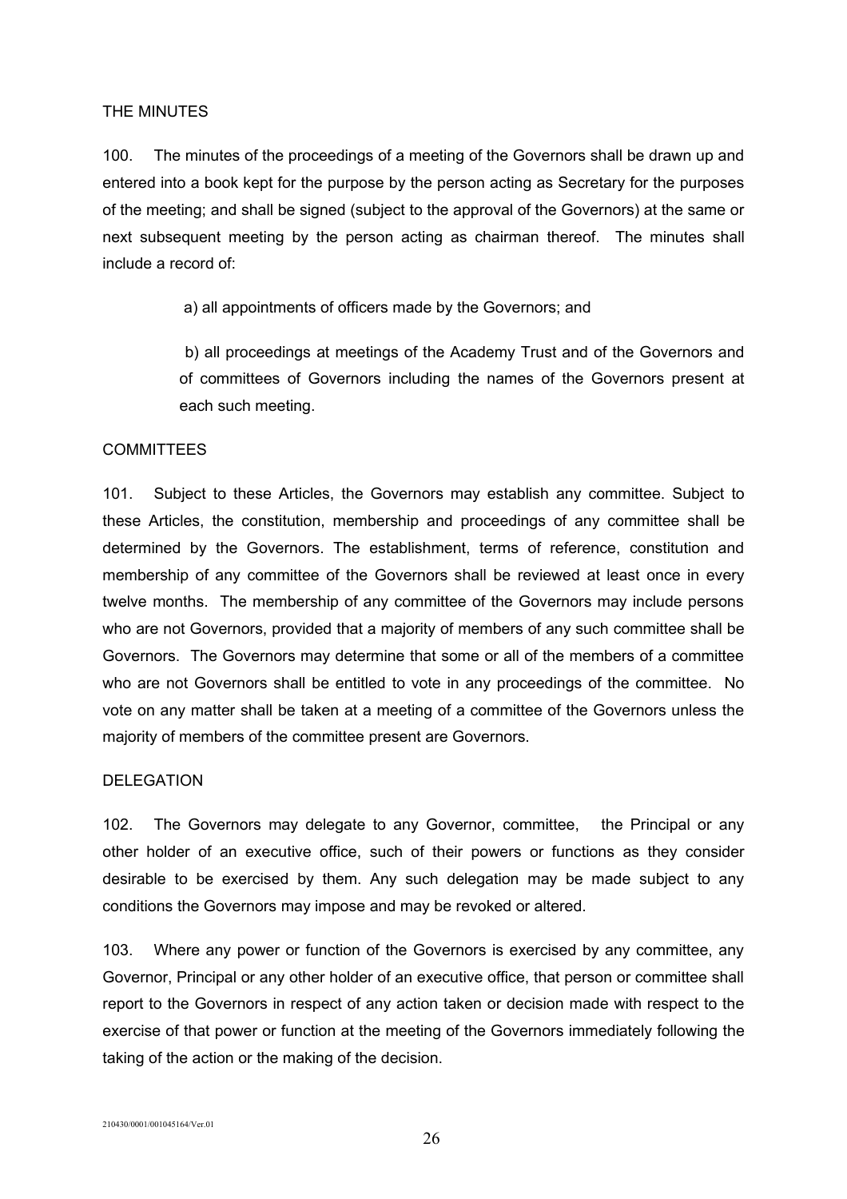## THE MINUTES

100. The minutes of the proceedings of a meeting of the Governors shall be drawn up and entered into a book kept for the purpose by the person acting as Secretary for the purposes of the meeting; and shall be signed (subject to the approval of the Governors) at the same or next subsequent meeting by the person acting as chairman thereof. The minutes shall include a record of:

a) all appointments of officers made by the Governors; and

b) all proceedings at meetings of the Academy Trust and of the Governors and of committees of Governors including the names of the Governors present at each such meeting.

## COMMITTEES

101. Subject to these Articles, the Governors may establish any committee. Subject to these Articles, the constitution, membership and proceedings of any committee shall be determined by the Governors. The establishment, terms of reference, constitution and membership of any committee of the Governors shall be reviewed at least once in every twelve months. The membership of any committee of the Governors may include persons who are not Governors, provided that a majority of members of any such committee shall be Governors. The Governors may determine that some or all of the members of a committee who are not Governors shall be entitled to vote in any proceedings of the committee. No vote on any matter shall be taken at a meeting of a committee of the Governors unless the majority of members of the committee present are Governors.

## DELEGATION

102. The Governors may delegate to any Governor, committee, the Principal or any other holder of an executive office, such of their powers or functions as they consider desirable to be exercised by them. Any such delegation may be made subject to any conditions the Governors may impose and may be revoked or altered.

103. Where any power or function of the Governors is exercised by any committee, any Governor, Principal or any other holder of an executive office, that person or committee shall report to the Governors in respect of any action taken or decision made with respect to the exercise of that power or function at the meeting of the Governors immediately following the taking of the action or the making of the decision.

210430/0001/001045164/Ver.01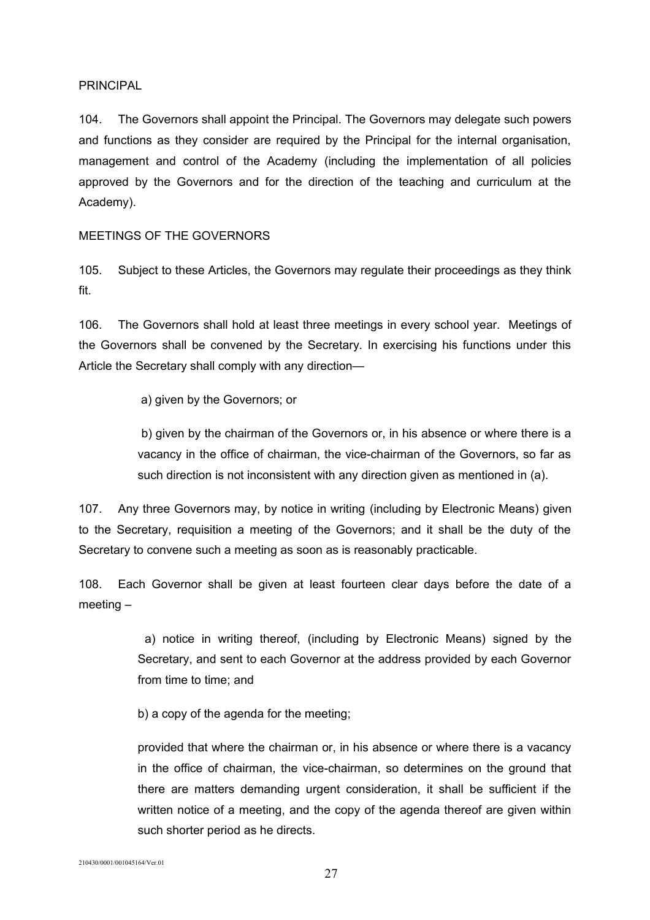## PRINCIPAL

104. The Governors shall appoint the Principal. The Governors may delegate such powers and functions as they consider are required by the Principal for the internal organisation, management and control of the Academy (including the implementation of all policies approved by the Governors and for the direction of the teaching and curriculum at the Academy).

## MEETINGS OF THE GOVERNORS

105. Subject to these Articles, the Governors may regulate their proceedings as they think fit.

106. The Governors shall hold at least three meetings in every school year. Meetings of the Governors shall be convened by the Secretary. In exercising his functions under this Article the Secretary shall comply with any direction—

> a) given by the Governors; or
>
> b) given by the chairman of the Governors or, in his absence or where there is a vacancy in the office of chairman, the vice-chairman of the Governors, so far as such direction is not inconsistent with any direction given as mentioned in (a).

107. Any three Governors may, by notice in writing (including by Electronic Means) given to the Secretary, requisition a meeting of the Governors; and it shall be the duty of the Secretary to convene such a meeting as soon as is reasonably practicable.

108. Each Governor shall be given at least fourteen clear days before the date of a meeting –

> a) notice in writing thereof, (including by Electronic Means) signed by the Secretary, and sent to each Governor at the address provided by each Governor from time to time; and
>
> b) a copy of the agenda for the meeting;
>
> provided that where the chairman or, in his absence or where there is a vacancy in the office of chairman, the vice-chairman, so determines on the ground that there are matters demanding urgent consideration, it shall be sufficient if the written notice of a meeting, and the copy of the agenda thereof are given within such shorter period as he directs.

210430/0001/001045164/Ver.01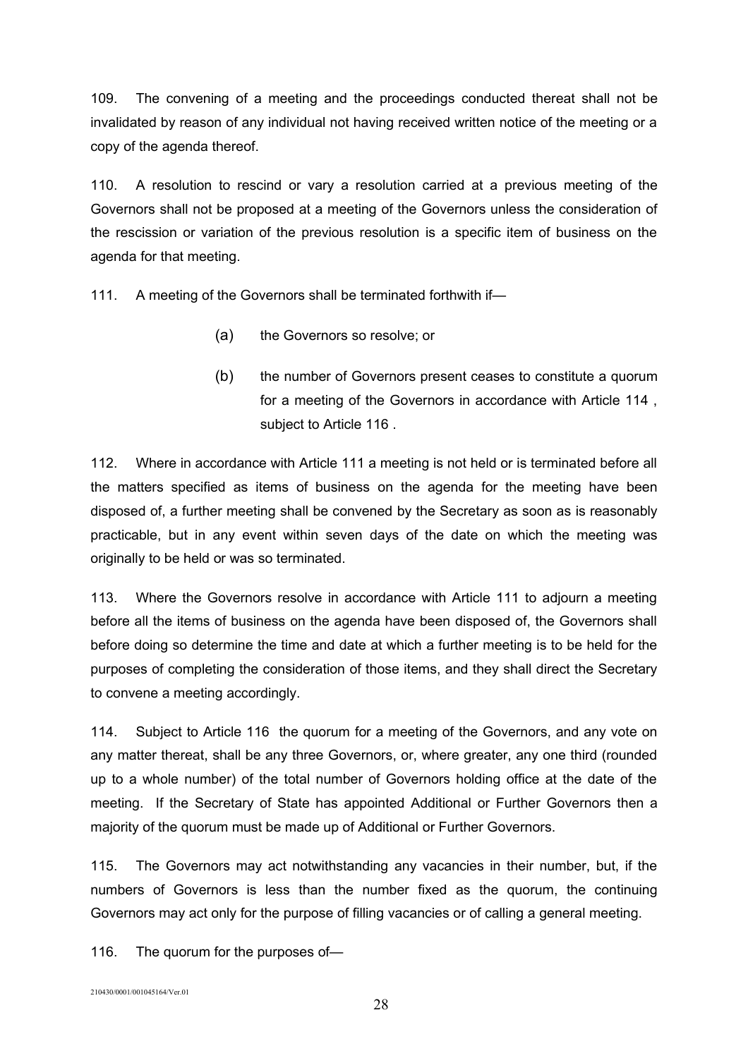109. The convening of a meeting and the proceedings conducted thereat shall not be invalidated by reason of any individual not having received written notice of the meeting or a copy of the agenda thereof.

110. A resolution to rescind or vary a resolution carried at a previous meeting of the Governors shall not be proposed at a meeting of the Governors unless the consideration of the rescission or variation of the previous resolution is a specific item of business on the agenda for that meeting.

111. A meeting of the Governors shall be terminated forthwith if—

(a) the Governors so resolve; or

(b) the number of Governors present ceases to constitute a quorum for a meeting of the Governors in accordance with Article 114 , subject to Article 116 .

112. Where in accordance with Article 111 a meeting is not held or is terminated before all the matters specified as items of business on the agenda for the meeting have been disposed of, a further meeting shall be convened by the Secretary as soon as is reasonably practicable, but in any event within seven days of the date on which the meeting was originally to be held or was so terminated.

113. Where the Governors resolve in accordance with Article 111 to adjourn a meeting before all the items of business on the agenda have been disposed of, the Governors shall before doing so determine the time and date at which a further meeting is to be held for the purposes of completing the consideration of those items, and they shall direct the Secretary to convene a meeting accordingly.

114. Subject to Article 116 the quorum for a meeting of the Governors, and any vote on any matter thereat, shall be any three Governors, or, where greater, any one third (rounded up to a whole number) of the total number of Governors holding office at the date of the meeting. If the Secretary of State has appointed Additional or Further Governors then a majority of the quorum must be made up of Additional or Further Governors.

115. The Governors may act notwithstanding any vacancies in their number, but, if the numbers of Governors is less than the number fixed as the quorum, the continuing Governors may act only for the purpose of filling vacancies or of calling a general meeting.

116. The quorum for the purposes of—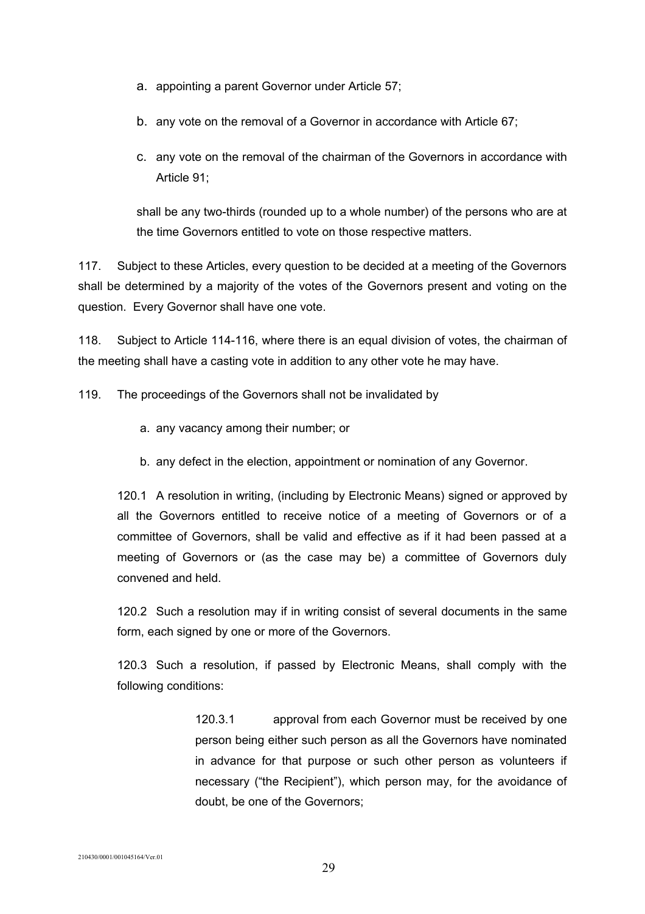a. appointing a parent Governor under Article 57;

b. any vote on the removal of a Governor in accordance with Article 67;

c. any vote on the removal of the chairman of the Governors in accordance with Article 91;

shall be any two-thirds (rounded up to a whole number) of the persons who are at the time Governors entitled to vote on those respective matters.

117. Subject to these Articles, every question to be decided at a meeting of the Governors shall be determined by a majority of the votes of the Governors present and voting on the question. Every Governor shall have one vote.

118. Subject to Article 114-116, where there is an equal division of votes, the chairman of the meeting shall have a casting vote in addition to any other vote he may have.

119. The proceedings of the Governors shall not be invalidated by

a. any vacancy among their number; or

b. any defect in the election, appointment or nomination of any Governor.

120.1 A resolution in writing, (including by Electronic Means) signed or approved by all the Governors entitled to receive notice of a meeting of Governors or of a committee of Governors, shall be valid and effective as if it had been passed at a meeting of Governors or (as the case may be) a committee of Governors duly convened and held.

120.2 Such a resolution may if in writing consist of several documents in the same form, each signed by one or more of the Governors.

120.3 Such a resolution, if passed by Electronic Means, shall comply with the following conditions:

120.3.1 approval from each Governor must be received by one person being either such person as all the Governors have nominated in advance for that purpose or such other person as volunteers if necessary ("the Recipient"), which person may, for the avoidance of doubt, be one of the Governors;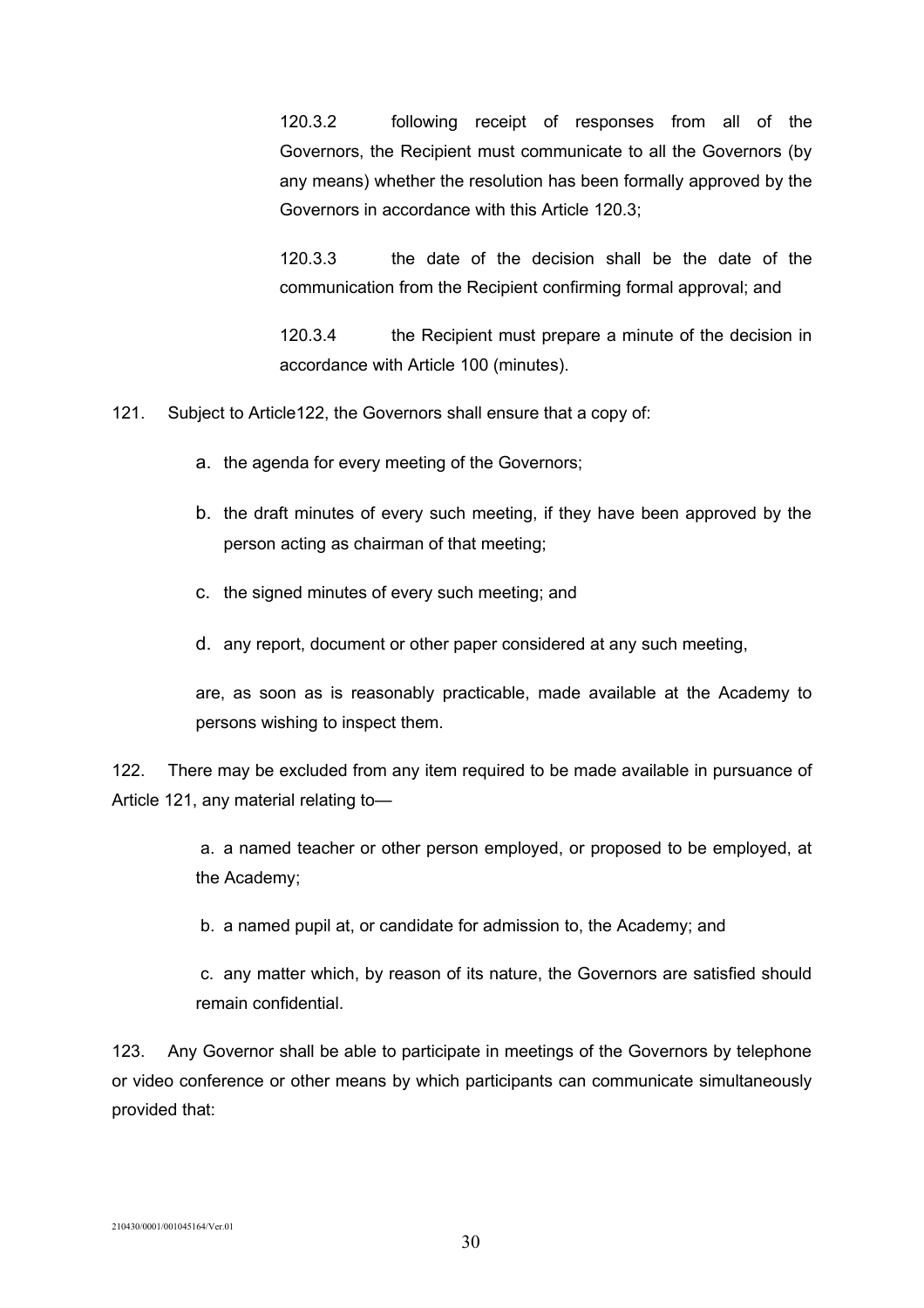120.3.2 following receipt of responses from all of the Governors, the Recipient must communicate to all the Governors (by any means) whether the resolution has been formally approved by the Governors in accordance with this Article 120.3;

120.3.3 the date of the decision shall be the date of the communication from the Recipient confirming formal approval; and

120.3.4 the Recipient must prepare a minute of the decision in accordance with Article 100 (minutes).

121. Subject to Article122, the Governors shall ensure that a copy of:

a. the agenda for every meeting of the Governors;

b. the draft minutes of every such meeting, if they have been approved by the person acting as chairman of that meeting;

c. the signed minutes of every such meeting; and

d. any report, document or other paper considered at any such meeting,

are, as soon as is reasonably practicable, made available at the Academy to persons wishing to inspect them.

122. There may be excluded from any item required to be made available in pursuance of Article 121, any material relating to—

a. a named teacher or other person employed, or proposed to be employed, at the Academy;

b. a named pupil at, or candidate for admission to, the Academy; and

c. any matter which, by reason of its nature, the Governors are satisfied should remain confidential.

123. Any Governor shall be able to participate in meetings of the Governors by telephone or video conference or other means by which participants can communicate simultaneously provided that: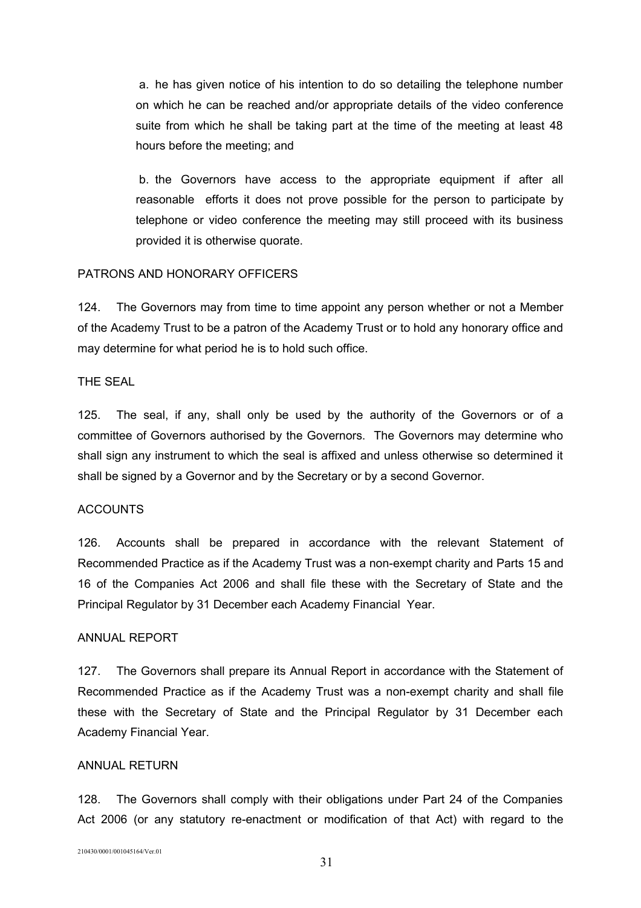a. he has given notice of his intention to do so detailing the telephone number on which he can be reached and/or appropriate details of the video conference suite from which he shall be taking part at the time of the meeting at least 48 hours before the meeting; and

b. the Governors have access to the appropriate equipment if after all reasonable efforts it does not prove possible for the person to participate by telephone or video conference the meeting may still proceed with its business provided it is otherwise quorate.

PATRONS AND HONORARY OFFICERS

124. The Governors may from time to time appoint any person whether or not a Member of the Academy Trust to be a patron of the Academy Trust or to hold any honorary office and may determine for what period he is to hold such office.

THE SEAL

125. The seal, if any, shall only be used by the authority of the Governors or of a committee of Governors authorised by the Governors. The Governors may determine who shall sign any instrument to which the seal is affixed and unless otherwise so determined it shall be signed by a Governor and by the Secretary or by a second Governor.

ACCOUNTS

126. Accounts shall be prepared in accordance with the relevant Statement of Recommended Practice as if the Academy Trust was a non-exempt charity and Parts 15 and 16 of the Companies Act 2006 and shall file these with the Secretary of State and the Principal Regulator by 31 December each Academy Financial Year.

ANNUAL REPORT

127. The Governors shall prepare its Annual Report in accordance with the Statement of Recommended Practice as if the Academy Trust was a non-exempt charity and shall file these with the Secretary of State and the Principal Regulator by 31 December each Academy Financial Year.

ANNUAL RETURN

128. The Governors shall comply with their obligations under Part 24 of the Companies Act 2006 (or any statutory re-enactment or modification of that Act) with regard to the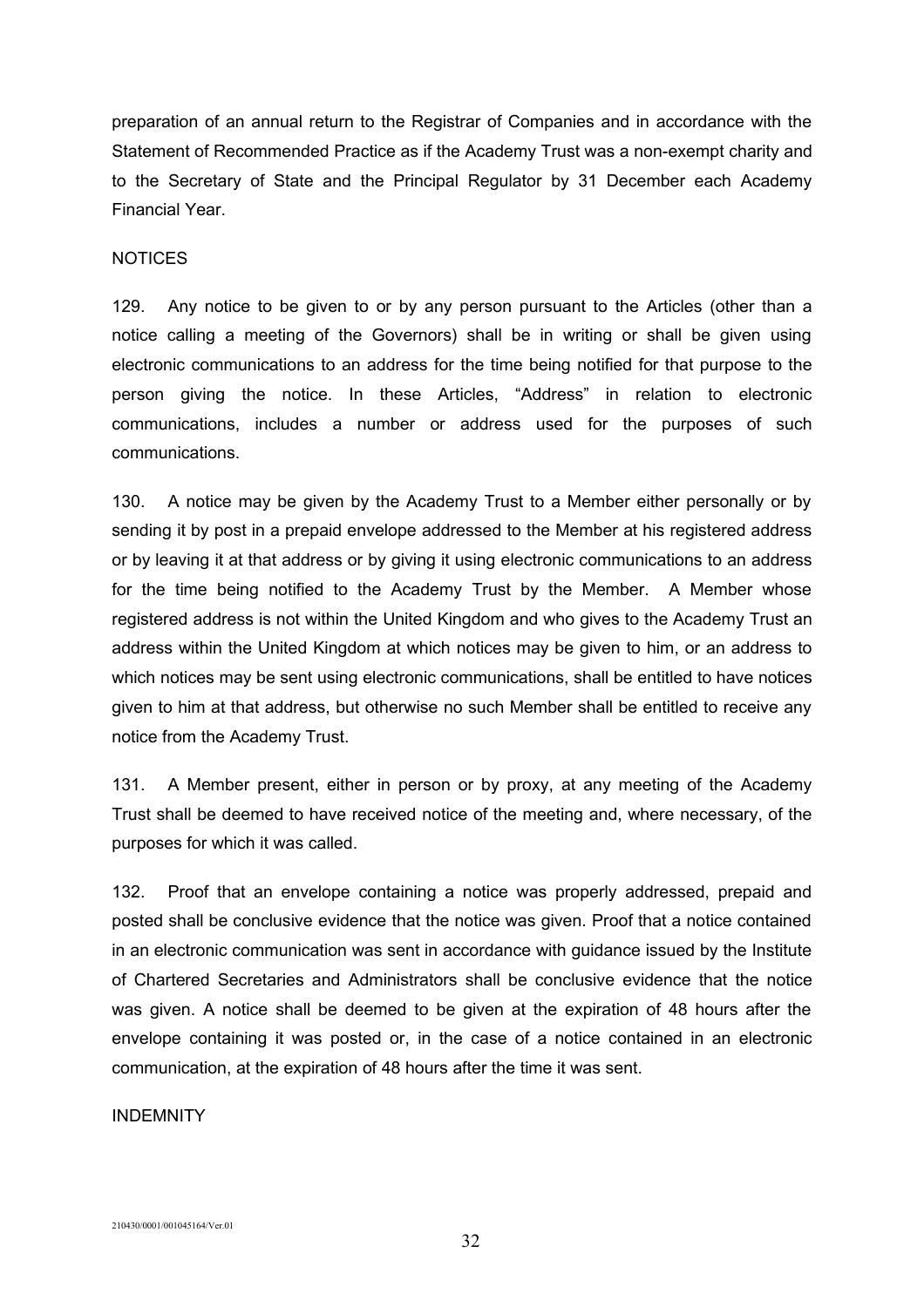preparation of an annual return to the Registrar of Companies and in accordance with the Statement of Recommended Practice as if the Academy Trust was a non-exempt charity and to the Secretary of State and the Principal Regulator by 31 December each Academy Financial Year.

NOTICES

129. Any notice to be given to or by any person pursuant to the Articles (other than a notice calling a meeting of the Governors) shall be in writing or shall be given using electronic communications to an address for the time being notified for that purpose to the person giving the notice. In these Articles, “Address” in relation to electronic communications, includes a number or address used for the purposes of such communications.

130. A notice may be given by the Academy Trust to a Member either personally or by sending it by post in a prepaid envelope addressed to the Member at his registered address or by leaving it at that address or by giving it using electronic communications to an address for the time being notified to the Academy Trust by the Member. A Member whose registered address is not within the United Kingdom and who gives to the Academy Trust an address within the United Kingdom at which notices may be given to him, or an address to which notices may be sent using electronic communications, shall be entitled to have notices given to him at that address, but otherwise no such Member shall be entitled to receive any notice from the Academy Trust.

131. A Member present, either in person or by proxy, at any meeting of the Academy Trust shall be deemed to have received notice of the meeting and, where necessary, of the purposes for which it was called.

132. Proof that an envelope containing a notice was properly addressed, prepaid and posted shall be conclusive evidence that the notice was given. Proof that a notice contained in an electronic communication was sent in accordance with guidance issued by the Institute of Chartered Secretaries and Administrators shall be conclusive evidence that the notice was given. A notice shall be deemed to be given at the expiration of 48 hours after the envelope containing it was posted or, in the case of a notice contained in an electronic communication, at the expiration of 48 hours after the time it was sent.

INDEMNITY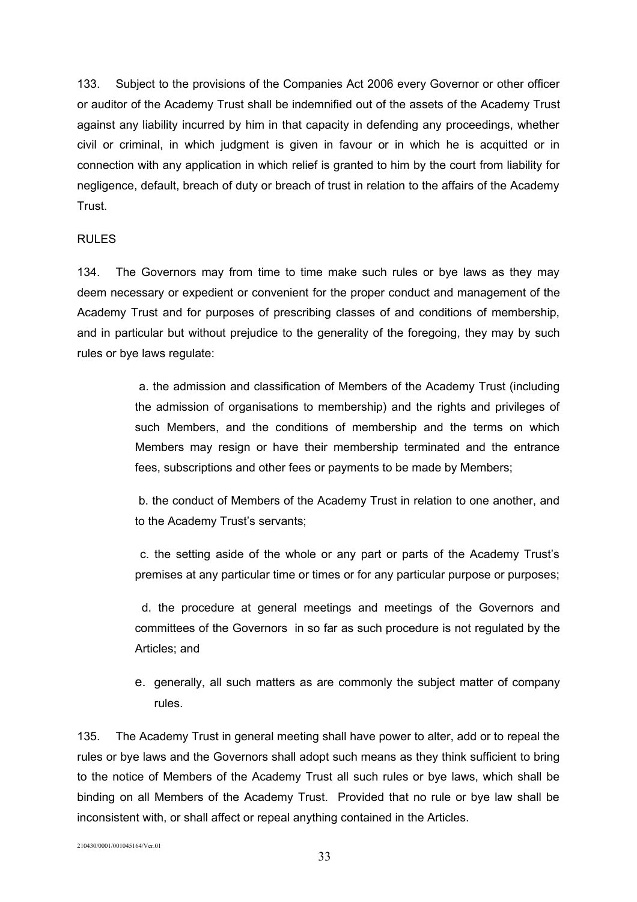133. Subject to the provisions of the Companies Act 2006 every Governor or other officer or auditor of the Academy Trust shall be indemnified out of the assets of the Academy Trust against any liability incurred by him in that capacity in defending any proceedings, whether civil or criminal, in which judgment is given in favour or in which he is acquitted or in connection with any application in which relief is granted to him by the court from liability for negligence, default, breach of duty or breach of trust in relation to the affairs of the Academy Trust.

RULES

134. The Governors may from time to time make such rules or bye laws as they may deem necessary or expedient or convenient for the proper conduct and management of the Academy Trust and for purposes of prescribing classes of and conditions of membership, and in particular but without prejudice to the generality of the foregoing, they may by such rules or bye laws regulate:

a. the admission and classification of Members of the Academy Trust (including the admission of organisations to membership) and the rights and privileges of such Members, and the conditions of membership and the terms on which Members may resign or have their membership terminated and the entrance fees, subscriptions and other fees or payments to be made by Members;

b. the conduct of Members of the Academy Trust in relation to one another, and to the Academy Trust's servants;

c. the setting aside of the whole or any part or parts of the Academy Trust's premises at any particular time or times or for any particular purpose or purposes;

d. the procedure at general meetings and meetings of the Governors and committees of the Governors in so far as such procedure is not regulated by the Articles; and

e. generally, all such matters as are commonly the subject matter of company rules.

135. The Academy Trust in general meeting shall have power to alter, add or to repeal the rules or bye laws and the Governors shall adopt such means as they think sufficient to bring to the notice of Members of the Academy Trust all such rules or bye laws, which shall be binding on all Members of the Academy Trust. Provided that no rule or bye law shall be inconsistent with, or shall affect or repeal anything contained in the Articles.

210430/0001/001045164/Ver.01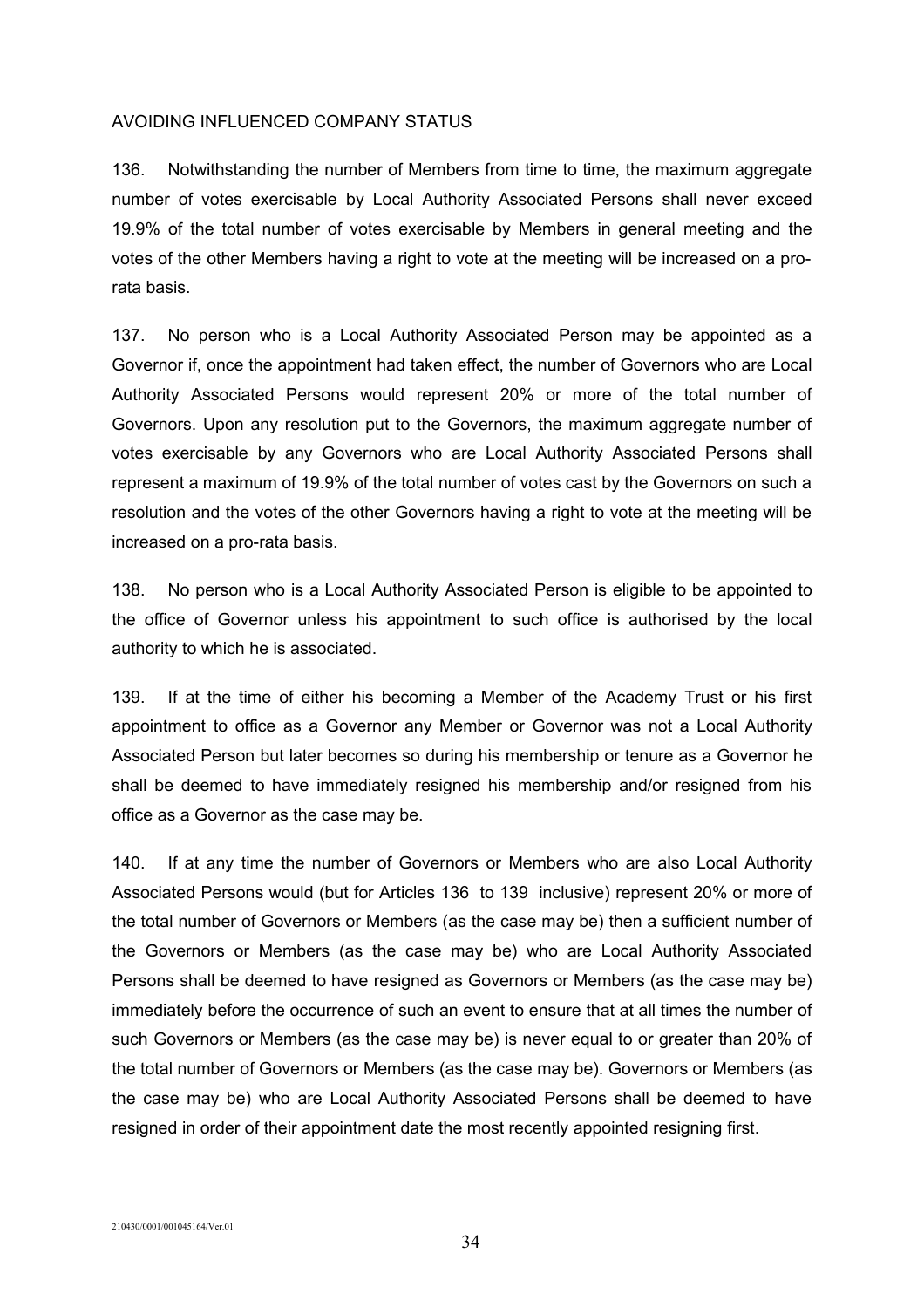## AVOIDING INFLUENCED COMPANY STATUS

136. Notwithstanding the number of Members from time to time, the maximum aggregate number of votes exercisable by Local Authority Associated Persons shall never exceed 19.9% of the total number of votes exercisable by Members in general meeting and the votes of the other Members having a right to vote at the meeting will be increased on a pro-rata basis.

137. No person who is a Local Authority Associated Person may be appointed as a Governor if, once the appointment had taken effect, the number of Governors who are Local Authority Associated Persons would represent 20% or more of the total number of Governors. Upon any resolution put to the Governors, the maximum aggregate number of votes exercisable by any Governors who are Local Authority Associated Persons shall represent a maximum of 19.9% of the total number of votes cast by the Governors on such a resolution and the votes of the other Governors having a right to vote at the meeting will be increased on a pro-rata basis.

138. No person who is a Local Authority Associated Person is eligible to be appointed to the office of Governor unless his appointment to such office is authorised by the local authority to which he is associated.

139. If at the time of either his becoming a Member of the Academy Trust or his first appointment to office as a Governor any Member or Governor was not a Local Authority Associated Person but later becomes so during his membership or tenure as a Governor he shall be deemed to have immediately resigned his membership and/or resigned from his office as a Governor as the case may be.

140. If at any time the number of Governors or Members who are also Local Authority Associated Persons would (but for Articles 136 to 139 inclusive) represent 20% or more of the total number of Governors or Members (as the case may be) then a sufficient number of the Governors or Members (as the case may be) who are Local Authority Associated Persons shall be deemed to have resigned as Governors or Members (as the case may be) immediately before the occurrence of such an event to ensure that at all times the number of such Governors or Members (as the case may be) is never equal to or greater than 20% of the total number of Governors or Members (as the case may be). Governors or Members (as the case may be) who are Local Authority Associated Persons shall be deemed to have resigned in order of their appointment date the most recently appointed resigning first.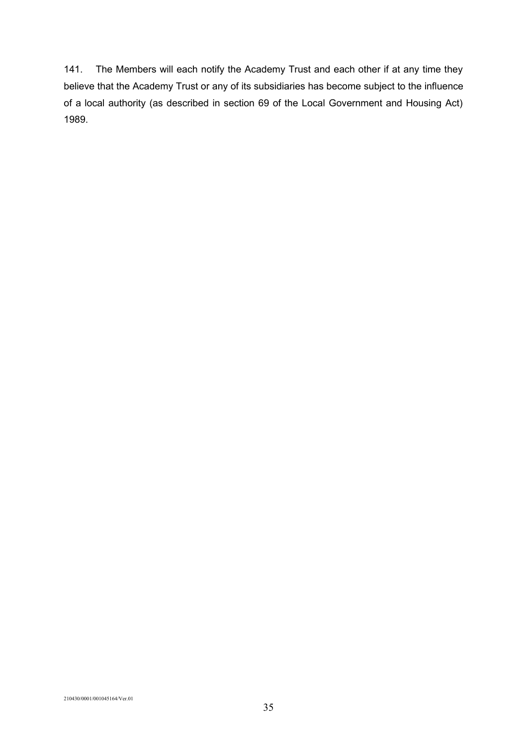141. The Members will each notify the Academy Trust and each other if at any time they believe that the Academy Trust or any of its subsidiaries has become subject to the influence of a local authority (as described in section 69 of the Local Government and Housing Act) 1989.